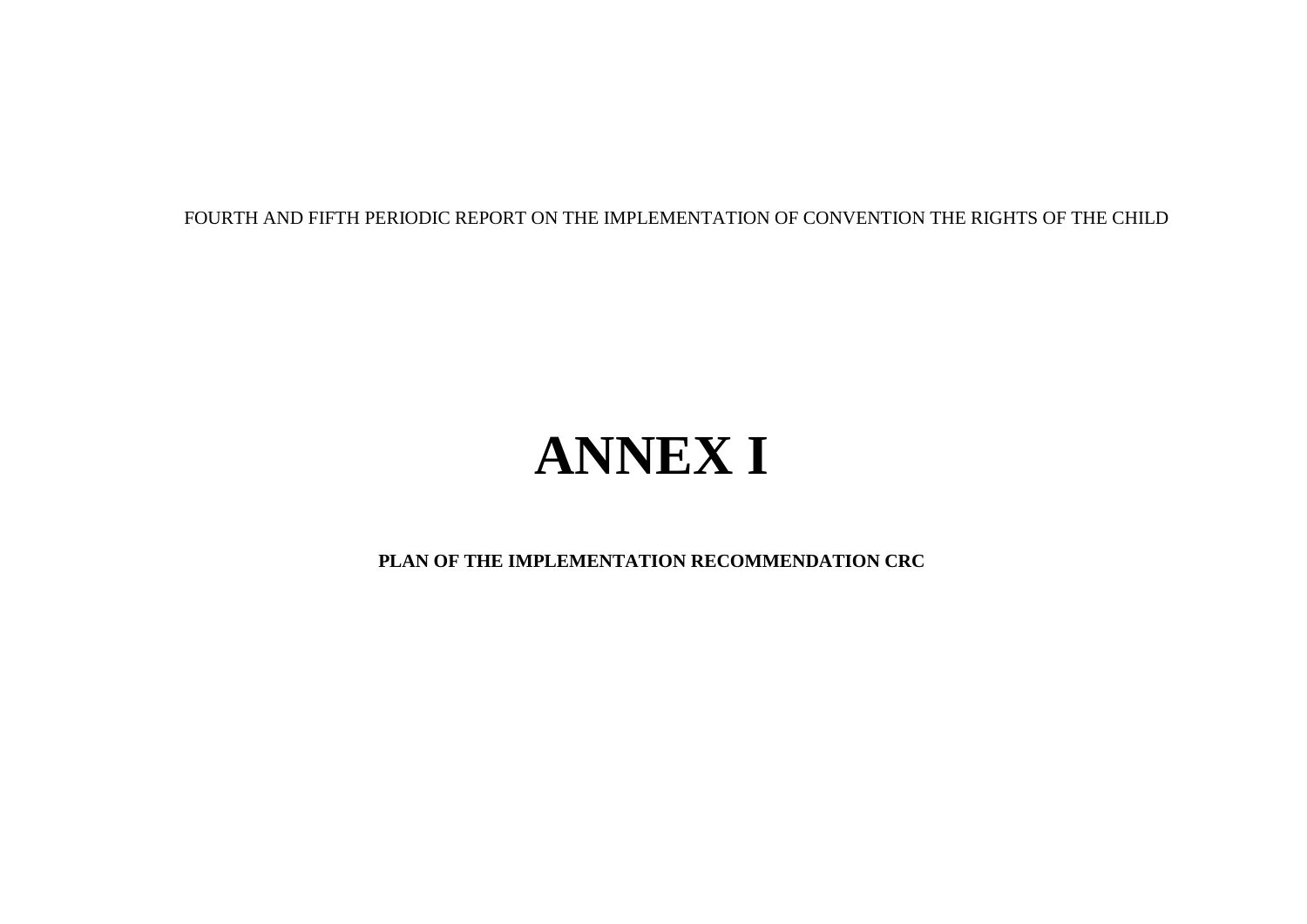FOURTH AND FIFTH PERIODIC REPORT ON THE IMPLEMENTATION OF CONVENTION THE RIGHTS OF THE CHILD

# ANNEX I

**PLAN OF THE IMPLEMENTATION RECOMMENDATION CRC**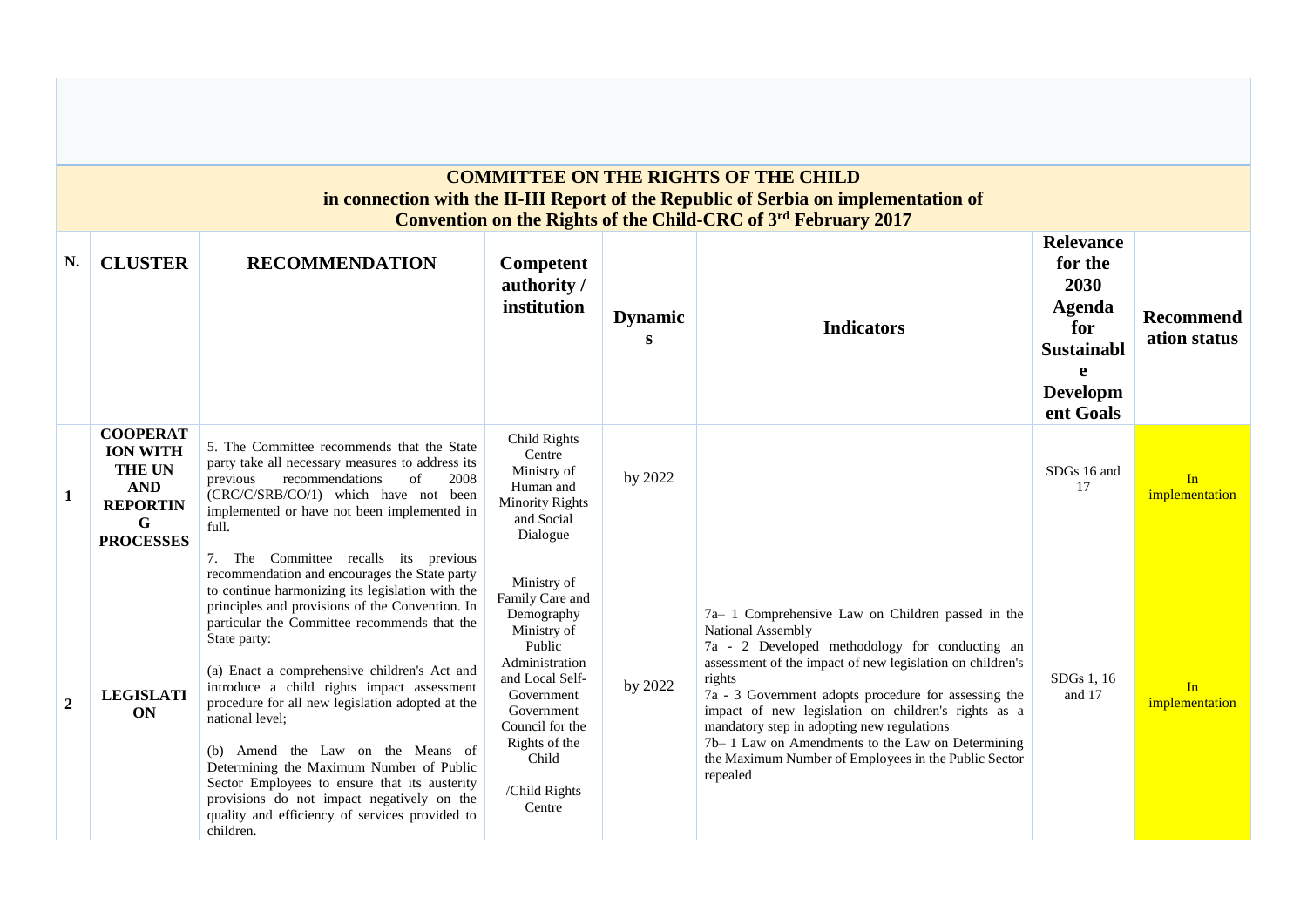**COMMITTEE ON THE RIGHTS OF THE CHILD**
**in connection with the II-III Report of the Republic of Serbia on implementation of Convention on the Rights of the Child-CRC of 3rd February 2017**

| N. | CLUSTER | RECOMMENDATION | Competent authority / institution | Dynamics | Indicators | Relevance for the 2030 Agenda for Sustainable Development Goals | Recommendation status |
|---|---|---|---|---|---|---|---|
| 1 | COOPERATION WITH THE UN AND REPORTING PROCESSES | 5. The Committee recommends that the State party take all necessary measures to address its previous recommendations of 2008 (CRC/C/SRB/CO/1) which have not been implemented or have not been implemented in full. | Child Rights Centre<br>Ministry of Human and Minority Rights and Social Dialogue | by 2022 | | SDGs 16 and 17 | In implementation |
| 2 | LEGISLATION | 7. The Committee recalls its previous recommendation and encourages the State party to continue harmonizing its legislation with the principles and provisions of the Convention. In particular the Committee recommends that the State party:<br><br>(a) Enact a comprehensive children's Act and introduce a child rights impact assessment procedure for all new legislation adopted at the national level;<br><br>(b) Amend the Law on the Means of Determining the Maximum Number of Public Sector Employees to ensure that its austerity provisions do not impact negatively on the quality and efficiency of services provided to children. | Ministry of Family Care and Demography<br>Ministry of Public Administration and Local Self-Government<br>Government Council for the Rights of the Child<br><br>/Child Rights Centre | by 2022 | 7a– 1 Comprehensive Law on Children passed in the National Assembly<br>7a - 2 Developed methodology for conducting an assessment of the impact of new legislation on children's rights<br>7a - 3 Government adopts procedure for assessing the impact of new legislation on children's rights as a mandatory step in adopting new regulations<br>7b– 1 Law on Amendments to the Law on Determining the Maximum Number of Employees in the Public Sector repealed | SDGs 1, 16 and 17 | In implementation |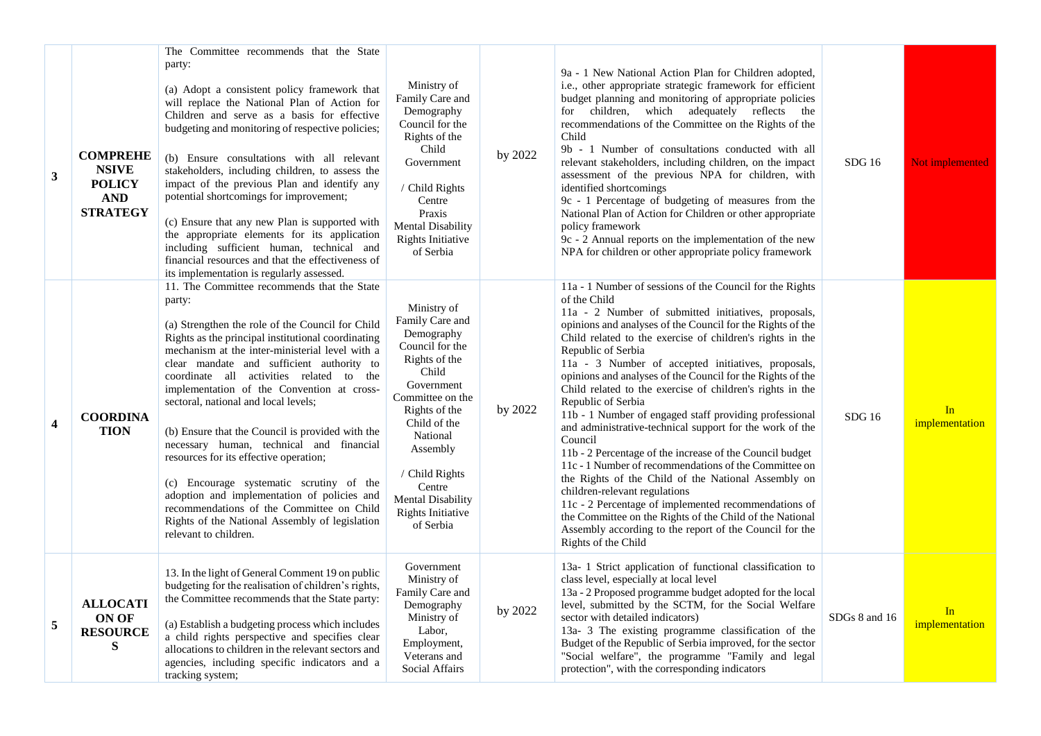| 3 | **COMPREHENSIVE POLICY AND STRATEGY** | The Committee recommends that the State party:<br><br>(a) Adopt a consistent policy framework that will replace the National Plan of Action for Children and serve as a basis for effective budgeting and monitoring of respective policies;<br><br>(b) Ensure consultations with all relevant stakeholders, including children, to assess the impact of the previous Plan and identify any potential shortcomings for improvement;<br><br>(c) Ensure that any new Plan is supported with the appropriate elements for its application including sufficient human, technical and financial resources and that the effectiveness of its implementation is regularly assessed. | Ministry of Family Care and Demography<br>Council for the Rights of the Child<br>Government<br><br>/ Child Rights Centre<br>Praxis<br>Mental Disability Rights Initiative of Serbia | by 2022 | 9a - 1 New National Action Plan for Children adopted, i.e., other appropriate strategic framework for efficient budget planning and monitoring of appropriate policies for children, which adequately reflects the recommendations of the Committee on the Rights of the Child<br>9b - 1 Number of consultations conducted with all relevant stakeholders, including children, on the impact assessment of the previous NPA for children, with identified shortcomings<br>9c - 1 Percentage of budgeting of measures from the National Plan of Action for Children or other appropriate policy framework<br>9c - 2 Annual reports on the implementation of the new NPA for children or other appropriate policy framework | SDG 16 | Not implemented |
|---|---|---|---|---|---|---|---|
| 4 | **COORDINATION** | 11. The Committee recommends that the State party:<br><br>(a) Strengthen the role of the Council for Child Rights as the principal institutional coordinating mechanism at the inter-ministerial level with a clear mandate and sufficient authority to coordinate all activities related to the implementation of the Convention at cross-sectoral, national and local levels;<br><br>(b) Ensure that the Council is provided with the necessary human, technical and financial resources for its effective operation;<br><br>(c) Encourage systematic scrutiny of the adoption and implementation of policies and recommendations of the Committee on Child Rights of the National Assembly of legislation relevant to children. | Ministry of Family Care and Demography<br>Council for the Rights of the Child<br>Government<br>Committee on the Rights of the Child of the National Assembly<br><br>/ Child Rights Centre<br>Mental Disability Rights Initiative of Serbia | by 2022 | 11a - 1 Number of sessions of the Council for the Rights of the Child<br>11a - 2 Number of submitted initiatives, proposals, opinions and analyses of the Council for the Rights of the Child related to the exercise of children's rights in the Republic of Serbia<br>11a - 3 Number of accepted initiatives, proposals, opinions and analyses of the Council for the Rights of the Child related to the exercise of children's rights in the Republic of Serbia<br>11b - 1 Number of engaged staff providing professional and administrative-technical support for the work of the Council<br>11b - 2 Percentage of the increase of the Council budget<br>11c - 1 Number of recommendations of the Committee on the Rights of the Child of the National Assembly on children-relevant regulations<br>11c - 2 Percentage of implemented recommendations of the Committee on the Rights of the Child of the National Assembly according to the report of the Council for the Rights of the Child | SDG 16 | In implementation |
| 5 | **ALLOCATION OF RESOURCES** | 13. In the light of General Comment 19 on public budgeting for the realisation of children's rights, the Committee recommends that the State party:<br><br>(a) Establish a budgeting process which includes a child rights perspective and specifies clear allocations to children in the relevant sectors and agencies, including specific indicators and a tracking system; | Government<br>Ministry of Family Care and Demography<br>Ministry of Labor, Employment, Veterans and Social Affairs | by 2022 | 13a- 1 Strict application of functional classification to class level, especially at local level<br>13a - 2 Proposed programme budget adopted for the local level, submitted by the SCTM, for the Social Welfare sector with detailed indicators)<br>13a- 3 The existing programme classification of the Budget of the Republic of Serbia improved, for the sector "Social welfare", the programme "Family and legal protection", with the corresponding indicators | SDGs 8 and 16 | In implementation |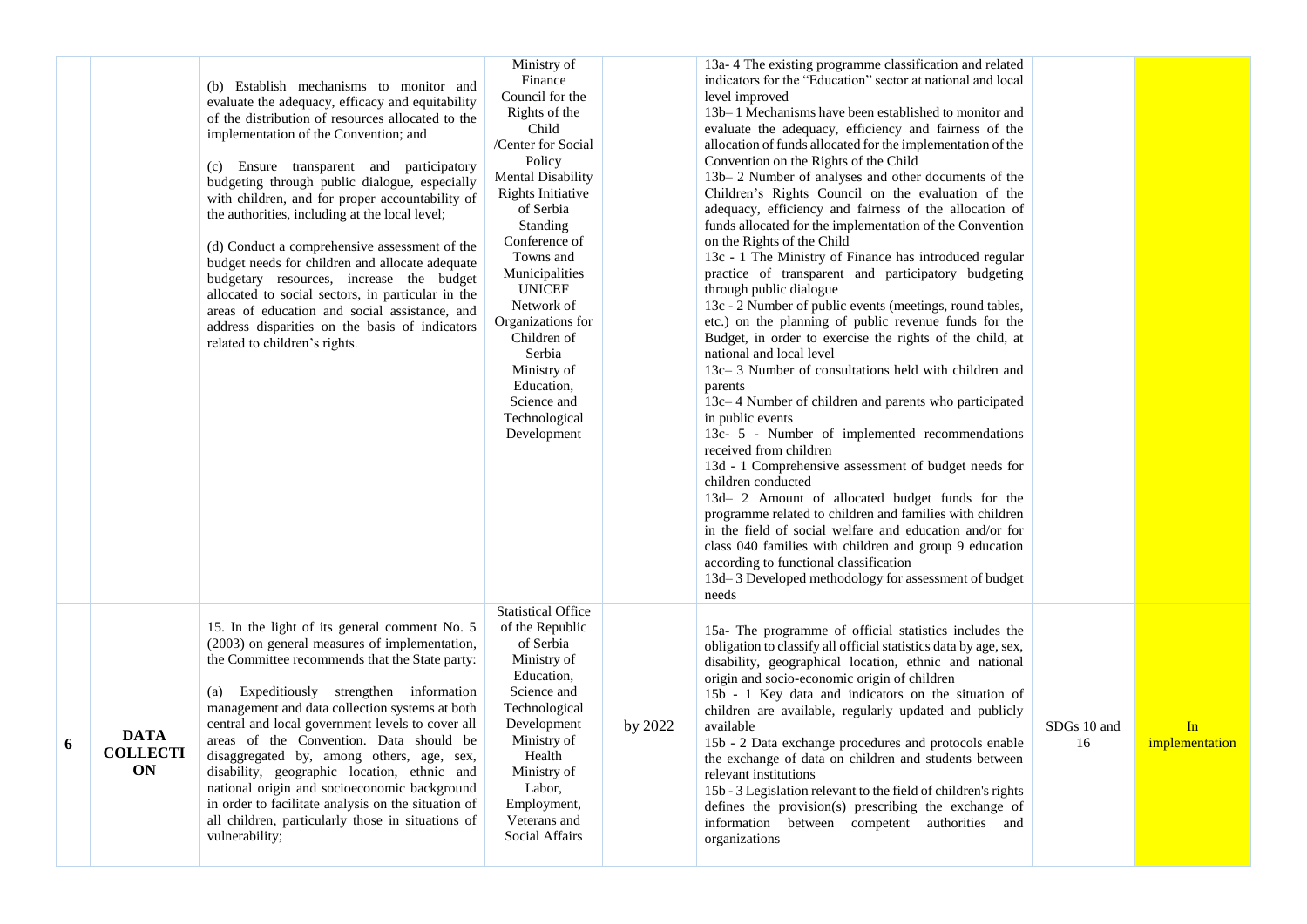| | | | | | | | |
|---|---|---|---|---|---|---|---|
| | | (b) Establish mechanisms to monitor and evaluate the adequacy, efficacy and equitability of the distribution of resources allocated to the implementation of the Convention; and<br><br>(c) Ensure transparent and participatory budgeting through public dialogue, especially with children, and for proper accountability of the authorities, including at the local level;<br><br>(d) Conduct a comprehensive assessment of the budget needs for children and allocate adequate budgetary resources, increase the budget allocated to social sectors, in particular in the areas of education and social assistance, and address disparities on the basis of indicators related to children's rights. | Ministry of Finance<br>Council for the Rights of the Child /Center for Social Policy<br>Mental Disability Rights Initiative of Serbia<br>Standing Conference of Towns and Municipalities<br>UNICEF<br>Network of Organizations for Children of Serbia<br>Ministry of Education, Science and Technological Development | | 13a- 4 The existing programme classification and related indicators for the "Education" sector at national and local level improved<br>13b– 1 Mechanisms have been established to monitor and evaluate the adequacy, efficiency and fairness of the allocation of funds allocated for the implementation of the Convention on the Rights of the Child<br>13b– 2 Number of analyses and other documents of the Children's Rights Council on the evaluation of the adequacy, efficiency and fairness of the allocation of funds allocated for the implementation of the Convention on the Rights of the Child<br>13c - 1 The Ministry of Finance has introduced regular practice of transparent and participatory budgeting through public dialogue<br>13c - 2 Number of public events (meetings, round tables, etc.) on the planning of public revenue funds for the Budget, in order to exercise the rights of the child, at national and local level<br>13c– 3 Number of consultations held with children and parents<br>13c– 4 Number of children and parents who participated in public events<br>13c- 5 - Number of implemented recommendations received from children<br>13d - 1 Comprehensive assessment of budget needs for children conducted<br>13d– 2 Amount of allocated budget funds for the programme related to children and families with children in the field of social welfare and education and/or for class 040 families with children and group 9 education according to functional classification<br>13d– 3 Developed methodology for assessment of budget needs | | |
| **6** | **DATA COLLECTION** | 15. In the light of its general comment No. 5 (2003) on general measures of implementation, the Committee recommends that the State party:<br><br>(a) Expeditiously strengthen information management and data collection systems at both central and local government levels to cover all areas of the Convention. Data should be disaggregated by, among others, age, sex, disability, geographic location, ethnic and national origin and socioeconomic background in order to facilitate analysis on the situation of all children, particularly those in situations of vulnerability; | Statistical Office of the Republic of Serbia<br>Ministry of Education, Science and Technological Development<br>Ministry of Health<br>Ministry of Labor, Employment, Veterans and Social Affairs | by 2022 | 15a- The programme of official statistics includes the obligation to classify all official statistics data by age, sex, disability, geographical location, ethnic and national origin and socio-economic origin of children<br>15b - 1 Key data and indicators on the situation of children are available, regularly updated and publicly available<br>15b - 2 Data exchange procedures and protocols enable the exchange of data on children and students between relevant institutions<br>15b - 3 Legislation relevant to the field of children's rights defines the provision(s) prescribing the exchange of information between competent authorities and organizations | SDGs 10 and 16 | In implementation |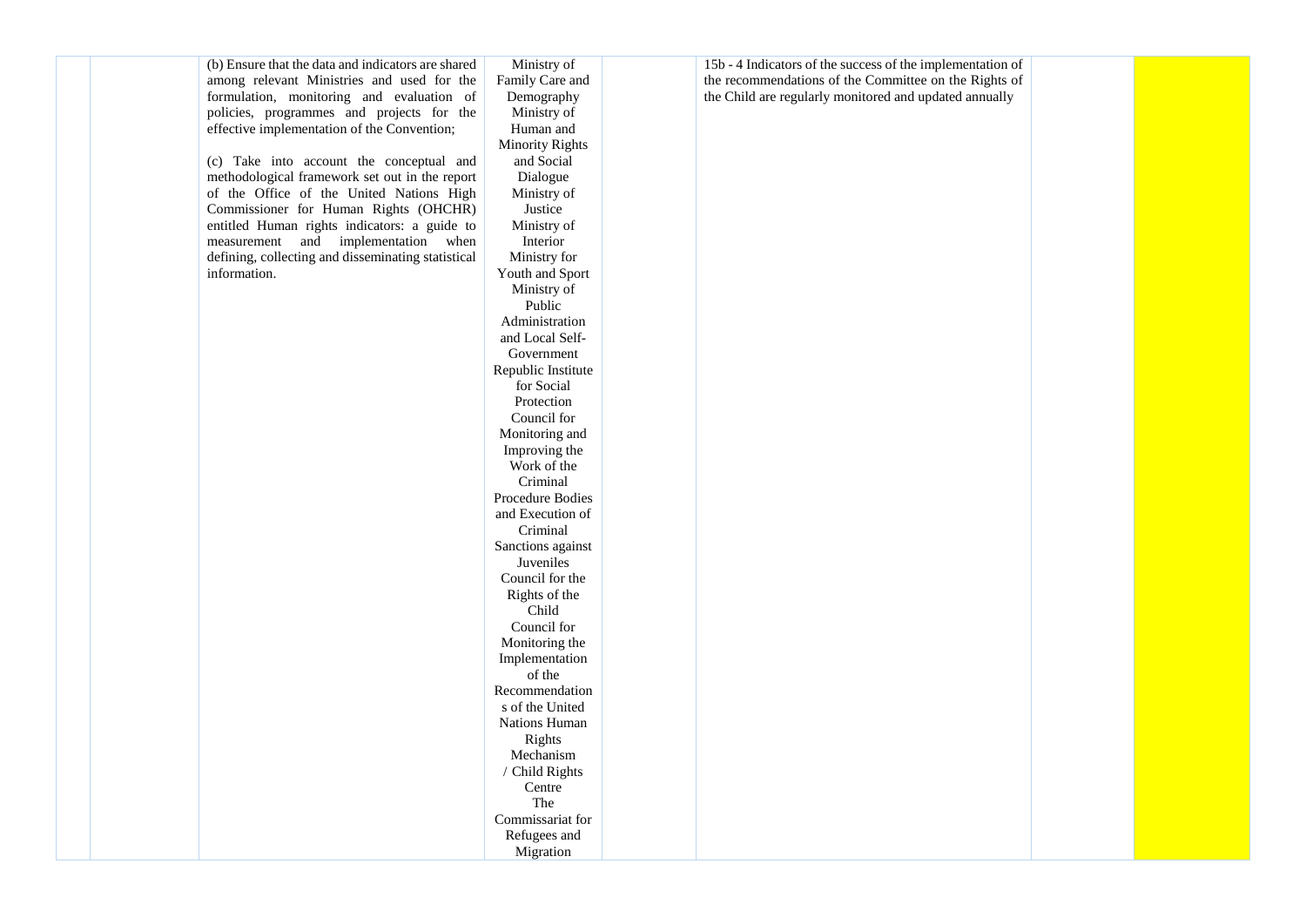| | | | | | | | |
|---|---|---|---|---|---|---|---|
| | | (b) Ensure that the data and indicators are shared among relevant Ministries and used for the formulation, monitoring and evaluation of policies, programmes and projects for the effective implementation of the Convention;<br><br>(c) Take into account the conceptual and methodological framework set out in the report of the Office of the United Nations High Commissioner for Human Rights (OHCHR) entitled Human rights indicators: a guide to measurement and implementation when defining, collecting and disseminating statistical information. | Ministry of Family Care and Demography<br>Ministry of Human and Minority Rights and Social Dialogue<br>Ministry of Justice<br>Ministry of Interior<br>Ministry for Youth and Sport<br>Ministry of Public Administration and Local Self-Government<br>Republic Institute for Social Protection<br>Council for Monitoring and Improving the Work of the Criminal Procedure Bodies and Execution of Criminal Sanctions against Juveniles<br>Council for the Rights of the Child<br>Council for Monitoring the Implementation of the Recommendations of the United Nations Human Rights Mechanism / Child Rights Centre<br>The Commissariat for Refugees and Migration | | 15b - 4 Indicators of the success of the implementation of the recommendations of the Committee on the Rights of the Child are regularly monitored and updated annually | | |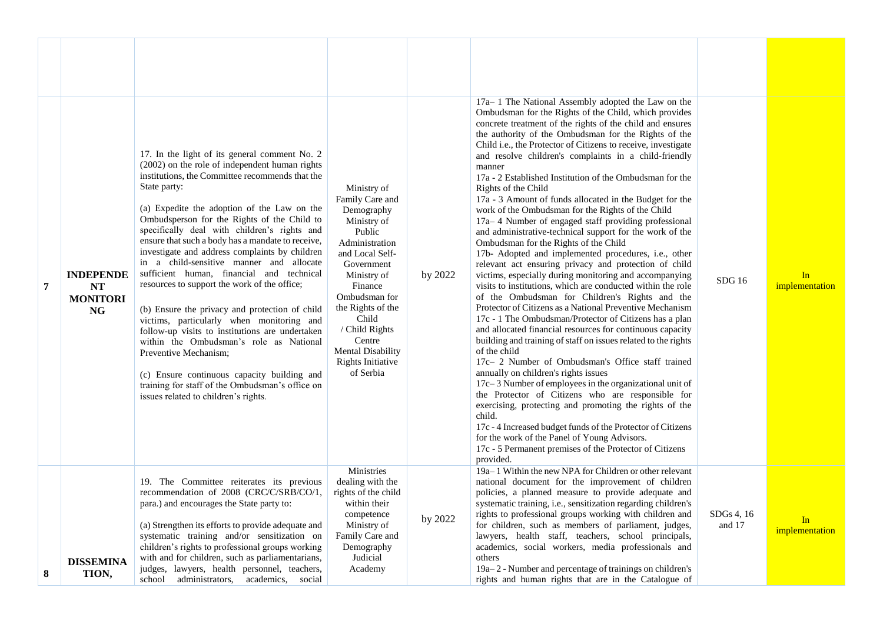| | | | | | | | |
|---|---|---|---|---|---|---|---|
| | | | | | | | |
| 7 | **INDEPENDENT MONITORING** | 17. In the light of its general comment No. 2 (2002) on the role of independent human rights institutions, the Committee recommends that the State party:<br><br>(a) Expedite the adoption of the Law on the Ombudsperson for the Rights of the Child to specifically deal with children's rights and ensure that such a body has a mandate to receive, investigate and address complaints by children in a child-sensitive manner and allocate sufficient human, financial and technical resources to support the work of the office;<br><br>(b) Ensure the privacy and protection of child victims, particularly when monitoring and follow-up visits to institutions are undertaken within the Ombudsman's role as National Preventive Mechanism;<br><br>(c) Ensure continuous capacity building and training for staff of the Ombudsman's office on issues related to children's rights. | Ministry of Family Care and Demography<br>Ministry of Public Administration and Local Self-Government<br>Ministry of Finance<br>Ombudsman for the Rights of the Child / Child Rights Centre<br>Mental Disability Rights Initiative of Serbia | by 2022 | 17a– 1 The National Assembly adopted the Law on the Ombudsman for the Rights of the Child, which provides concrete treatment of the rights of the child and ensures the authority of the Ombudsman for the Rights of the Child i.e., the Protector of Citizens to receive, investigate and resolve children's complaints in a child-friendly manner<br>17a - 2 Established Institution of the Ombudsman for the Rights of the Child<br>17a - 3 Amount of funds allocated in the Budget for the work of the Ombudsman for the Rights of the Child<br>17a– 4 Number of engaged staff providing professional and administrative-technical support for the work of the Ombudsman for the Rights of the Child<br>17b- Adopted and implemented procedures, i.e., other relevant act ensuring privacy and protection of child victims, especially during monitoring and accompanying visits to institutions, which are conducted within the role of the Ombudsman for Children's Rights and the Protector of Citizens as a National Preventive Mechanism<br>17c - 1 The Ombudsman/Protector of Citizens has a plan and allocated financial resources for continuous capacity building and training of staff on issues related to the rights of the child<br>17c– 2 Number of Ombudsman's Office staff trained annually on children's rights issues<br>17c– 3 Number of employees in the organizational unit of the Protector of Citizens who are responsible for exercising, protecting and promoting the rights of the child.<br>17c - 4 Increased budget funds of the Protector of Citizens for the work of the Panel of Young Advisors.<br>17c - 5 Permanent premises of the Protector of Citizens provided. | SDG 16 | In implementation |
| 8 | **DISSEMINATION,** | 19. The Committee reiterates its previous recommendation of 2008 (CRC/C/SRB/CO/1, para.) and encourages the State party to:<br><br>(a) Strengthen its efforts to provide adequate and systematic training and/or sensitization on children's rights to professional groups working with and for children, such as parliamentarians, judges, lawyers, health personnel, teachers, school administrators, academics, social | Ministries dealing with the rights of the child within their competence<br>Ministry of Family Care and Demography<br>Judicial Academy | by 2022 | 19a– 1 Within the new NPA for Children or other relevant national document for the improvement of children policies, a planned measure to provide adequate and systematic training, i.e., sensitization regarding children's rights to professional groups working with children and for children, such as members of parliament, judges, lawyers, health staff, teachers, school principals, academics, social workers, media professionals and others<br>19a– 2 - Number and percentage of trainings on children's rights and human rights that are in the Catalogue of | SDGs 4, 16 and 17 | In implementation |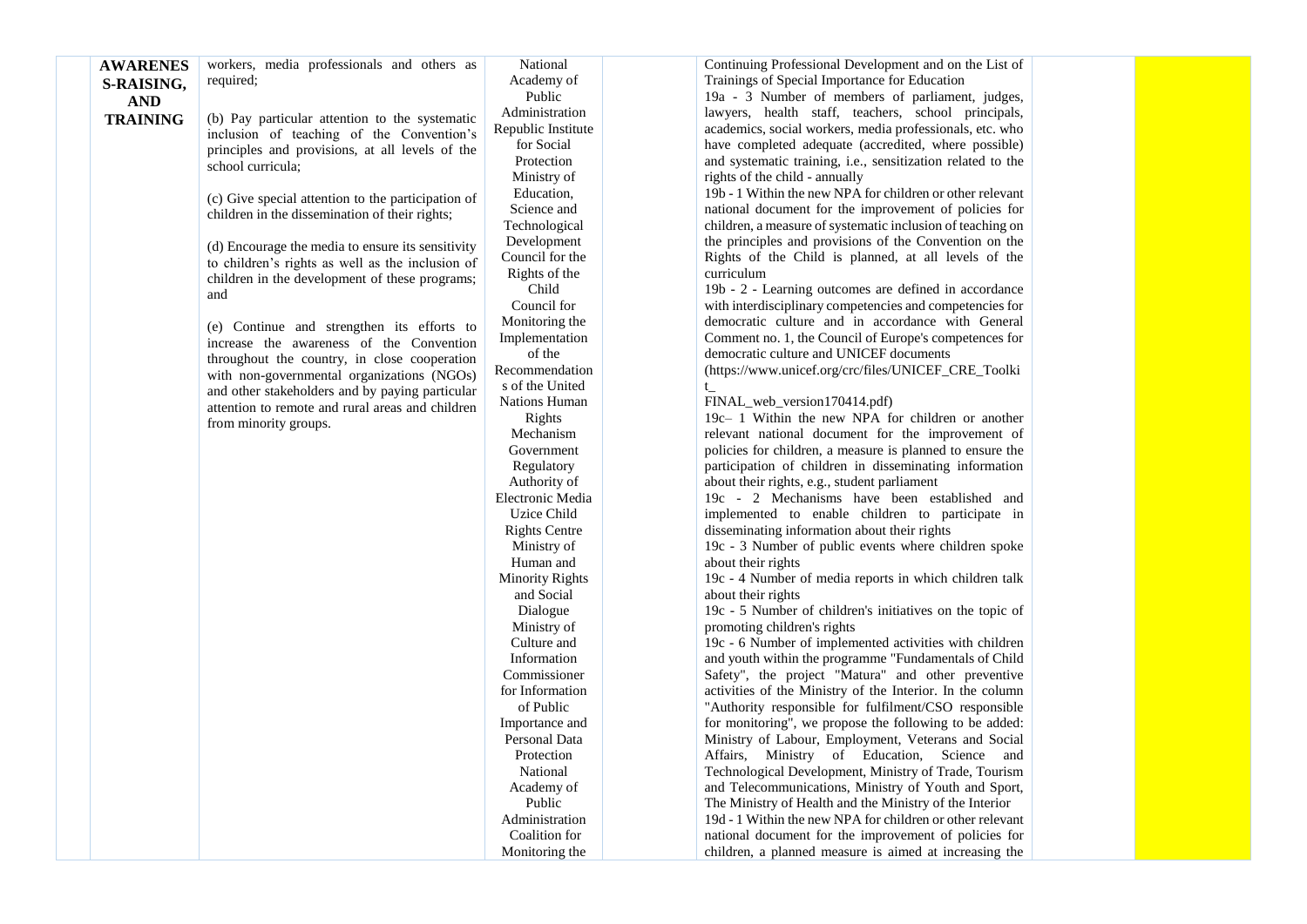|  | AWARENESS-RAISING, AND TRAINING | workers, media professionals and others as required;<br><br>(b) Pay particular attention to the systematic inclusion of teaching of the Convention's principles and provisions, at all levels of the school curricula;<br><br>(c) Give special attention to the participation of children in the dissemination of their rights;<br><br>(d) Encourage the media to ensure its sensitivity to children's rights as well as the inclusion of children in the development of these programs; and<br><br>(e) Continue and strengthen its efforts to increase the awareness of the Convention throughout the country, in close cooperation with non-governmental organizations (NGOs) and other stakeholders and by paying particular attention to remote and rural areas and children from minority groups. | National Academy of Public Administration<br>Republic Institute for Social Protection<br>Ministry of Education, Science and Technological Development<br>Council for the Rights of the Child<br>Council for Monitoring the Implementation of the Recommendations of the United Nations Human Rights Mechanism<br>Government Regulatory Authority of Electronic Media<br>Uzice Child Rights Centre<br>Ministry of Human and Minority Rights and Social Dialogue<br>Ministry of Culture and Information<br>Commissioner for Information of Public Importance and Personal Data Protection<br>National Academy of Public Administration<br>Coalition for Monitoring the |  | Continuing Professional Development and on the List of Trainings of Special Importance for Education<br>19a - 3 Number of members of parliament, judges, lawyers, health staff, teachers, school principals, academics, social workers, media professionals, etc. who have completed adequate (accredited, where possible) and systematic training, i.e., sensitization related to the rights of the child - annually<br>19b - 1 Within the new NPA for children or other relevant national document for the improvement of policies for children, a measure of systematic inclusion of teaching on the principles and provisions of the Convention on the Rights of the Child is planned, at all levels of the curriculum<br>19b - 2 - Learning outcomes are defined in accordance with interdisciplinary competencies and competencies for democratic culture and in accordance with General Comment no. 1, the Council of Europe's competences for democratic culture and UNICEF documents (https://www.unicef.org/crc/files/UNICEF_CRE_Toolkit_FINAL_web_version170414.pdf)<br>19c– 1 Within the new NPA for children or another relevant national document for the improvement of policies for children, a measure is planned to ensure the participation of children in disseminating information about their rights, e.g., student parliament<br>19c - 2 Mechanisms have been established and implemented to enable children to participate in disseminating information about their rights<br>19c - 3 Number of public events where children spoke about their rights<br>19c - 4 Number of media reports in which children talk about their rights<br>19c - 5 Number of children's initiatives on the topic of promoting children's rights<br>19c - 6 Number of implemented activities with children and youth within the programme "Fundamentals of Child Safety", the project "Matura" and other preventive activities of the Ministry of the Interior. In the column "Authority responsible for fulfilment/CSO responsible for monitoring", we propose the following to be added: Ministry of Labour, Employment, Veterans and Social Affairs, Ministry of Education, Science and Technological Development, Ministry of Trade, Tourism and Telecommunications, Ministry of Youth and Sport, The Ministry of Health and the Ministry of the Interior<br>19d - 1 Within the new NPA for children or other relevant national document for the improvement of policies for children, a planned measure is aimed at increasing the |  |  |
|---|---|---|---|---|---|---|---|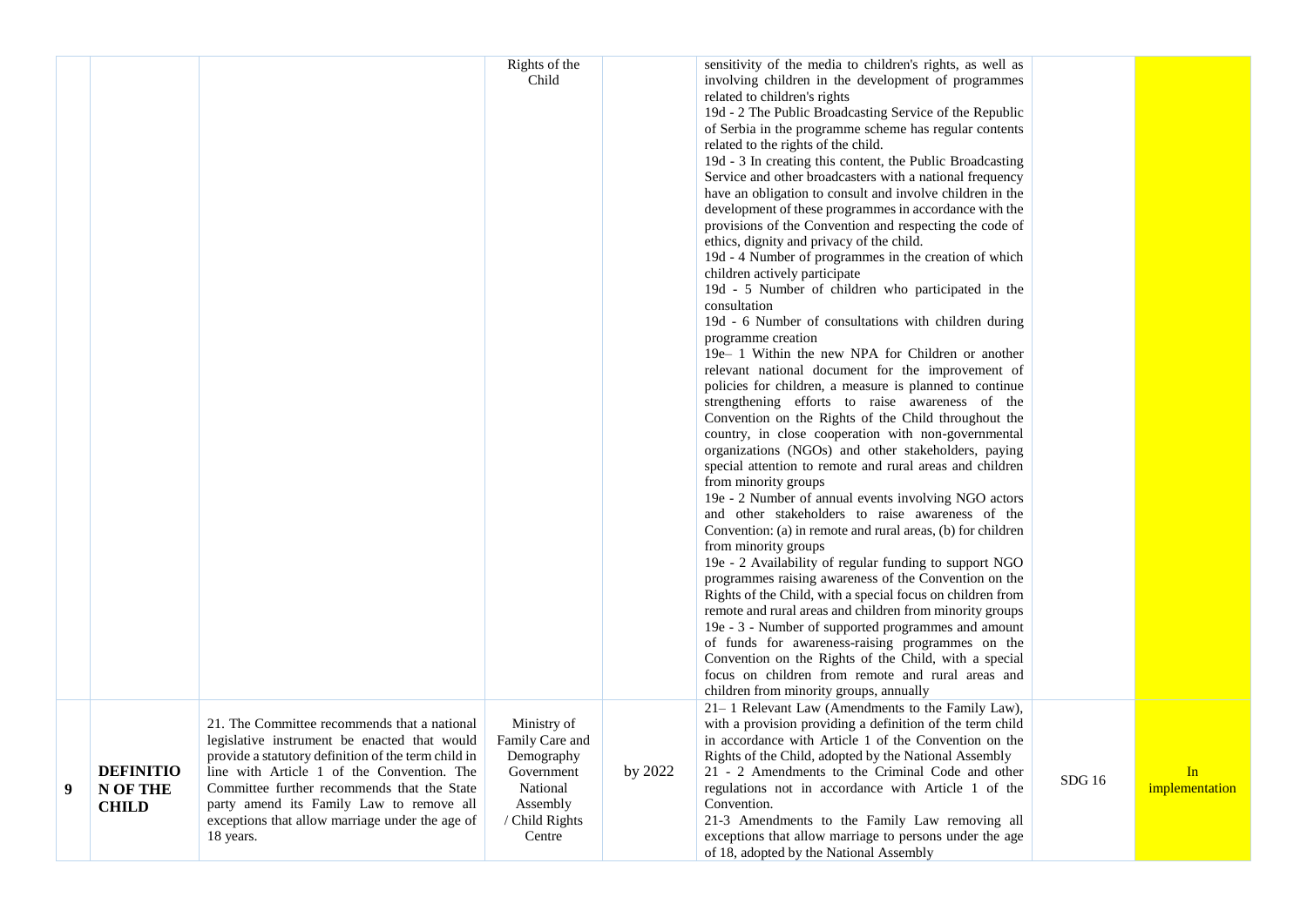| | | | | | | | |
|---|---|---|---|---|---|---|---|
| | | | Rights of the Child | | sensitivity of the media to children's rights, as well as involving children in the development of programmes related to children's rights<br>19d - 2 The Public Broadcasting Service of the Republic of Serbia in the programme scheme has regular contents related to the rights of the child.<br>19d - 3 In creating this content, the Public Broadcasting Service and other broadcasters with a national frequency have an obligation to consult and involve children in the development of these programmes in accordance with the provisions of the Convention and respecting the code of ethics, dignity and privacy of the child.<br>19d - 4 Number of programmes in the creation of which children actively participate<br>19d - 5 Number of children who participated in the consultation<br>19d - 6 Number of consultations with children during programme creation<br>19e– 1 Within the new NPA for Children or another relevant national document for the improvement of policies for children, a measure is planned to continue strengthening efforts to raise awareness of the Convention on the Rights of the Child throughout the country, in close cooperation with non-governmental organizations (NGOs) and other stakeholders, paying special attention to remote and rural areas and children from minority groups<br>19e - 2 Number of annual events involving NGO actors and other stakeholders to raise awareness of the Convention: (a) in remote and rural areas, (b) for children from minority groups<br>19e - 2 Availability of regular funding to support NGO programmes raising awareness of the Convention on the Rights of the Child, with a special focus on children from remote and rural areas and children from minority groups<br>19e - 3 - Number of supported programmes and amount of funds for awareness-raising programmes on the Convention on the Rights of the Child, with a special focus on children from remote and rural areas and children from minority groups, annually | | |
| 9 | **DEFINITION OF THE CHILD** | 21. The Committee recommends that a national legislative instrument be enacted that would provide a statutory definition of the term child in line with Article 1 of the Convention. The Committee further recommends that the State party amend its Family Law to remove all exceptions that allow marriage under the age of 18 years. | Ministry of Family Care and Demography Government National Assembly / Child Rights Centre | by 2022 | 21– 1 Relevant Law (Amendments to the Family Law), with a provision providing a definition of the term child in accordance with Article 1 of the Convention on the Rights of the Child, adopted by the National Assembly<br>21 - 2 Amendments to the Criminal Code and other regulations not in accordance with Article 1 of the Convention.<br>21-3 Amendments to the Family Law removing all exceptions that allow marriage to persons under the age of 18, adopted by the National Assembly | SDG 16 | In implementation |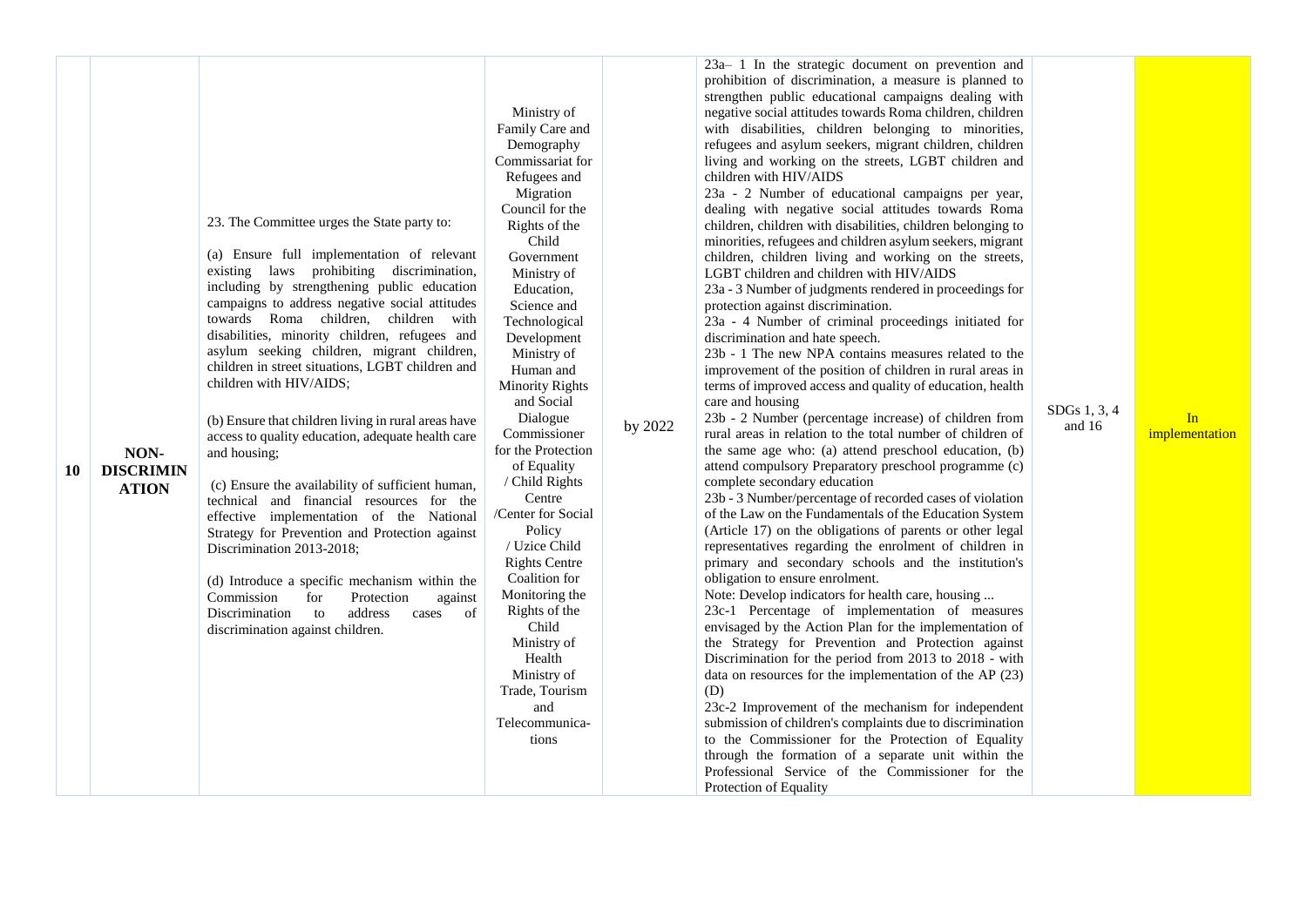| 10 | NON-DISCRIMINATION | 23. The Committee urges the State party to:<br><br>(a) Ensure full implementation of relevant existing laws prohibiting discrimination, including by strengthening public education campaigns to address negative social attitudes towards Roma children, children with disabilities, minority children, refugees and asylum seeking children, migrant children, children in street situations, LGBT children and children with HIV/AIDS;<br><br>(b) Ensure that children living in rural areas have access to quality education, adequate health care and housing;<br><br>(c) Ensure the availability of sufficient human, technical and financial resources for the effective implementation of the National Strategy for Prevention and Protection against Discrimination 2013-2018;<br><br>(d) Introduce a specific mechanism within the Commission for Protection against Discrimination to address cases of discrimination against children. | Ministry of Family Care and Demography<br>Commissariat for Refugees and Migration<br>Council for the Rights of the Child<br>Government<br>Ministry of Education, Science and Technological Development<br>Ministry of Human and Minority Rights and Social Dialogue<br>Commissioner for the Protection of Equality<br>/ Child Rights Centre<br>/Center for Social Policy<br>/ Uzice Child Rights Centre<br>Coalition for Monitoring the Rights of the Child<br>Ministry of Health<br>Ministry of Trade, Tourism and Telecommunications | by 2022 | 23a– 1 In the strategic document on prevention and prohibition of discrimination, a measure is planned to strengthen public educational campaigns dealing with negative social attitudes towards Roma children, children with disabilities, children belonging to minorities, refugees and asylum seekers, migrant children, children living and working on the streets, LGBT children and children with HIV/AIDS<br>23a - 2 Number of educational campaigns per year, dealing with negative social attitudes towards Roma children, children with disabilities, children belonging to minorities, refugees and children asylum seekers, migrant children, children living and working on the streets, LGBT children and children with HIV/AIDS<br>23a - 3 Number of judgments rendered in proceedings for protection against discrimination.<br>23a - 4 Number of criminal proceedings initiated for discrimination and hate speech.<br>23b - 1 The new NPA contains measures related to the improvement of the position of children in rural areas in terms of improved access and quality of education, health care and housing<br>23b - 2 Number (percentage increase) of children from rural areas in relation to the total number of children of the same age who: (a) attend preschool education, (b) attend compulsory Preparatory preschool programme (c) complete secondary education<br>23b - 3 Number/percentage of recorded cases of violation of the Law on the Fundamentals of the Education System (Article 17) on the obligations of parents or other legal representatives regarding the enrolment of children in primary and secondary schools and the institution's obligation to ensure enrolment.<br>Note: Develop indicators for health care, housing ...<br>23c-1 Percentage of implementation of measures envisaged by the Action Plan for the implementation of the Strategy for Prevention and Protection against Discrimination for the period from 2013 to 2018 - with data on resources for the implementation of the AP (23) (D)<br>23c-2 Improvement of the mechanism for independent submission of children's complaints due to discrimination to the Commissioner for the Protection of Equality through the formation of a separate unit within the Professional Service of the Commissioner for the Protection of Equality | SDGs 1, 3, 4 and 16 | In implementation |
|---|---|---|---|---|---|---|---|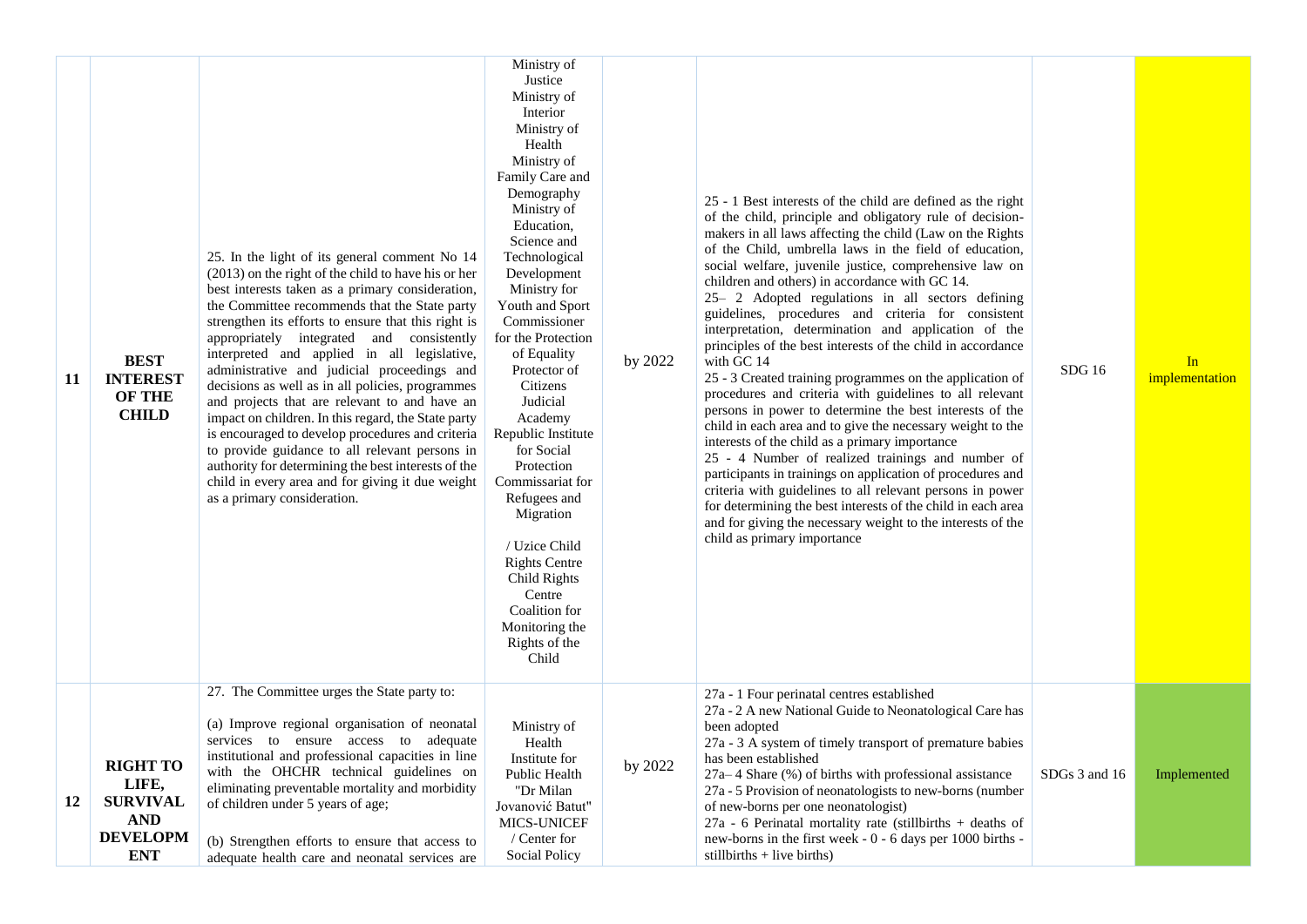| 11 | **BEST INTEREST OF THE CHILD** | 25. In the light of its general comment No 14 (2013) on the right of the child to have his or her best interests taken as a primary consideration, the Committee recommends that the State party strengthen its efforts to ensure that this right is appropriately integrated and consistently interpreted and applied in all legislative, administrative and judicial proceedings and decisions as well as in all policies, programmes and projects that are relevant to and have an impact on children. In this regard, the State party is encouraged to develop procedures and criteria to provide guidance to all relevant persons in authority for determining the best interests of the child in every area and for giving it due weight as a primary consideration. | Ministry of Justice<br>Ministry of Interior<br>Ministry of Health<br>Ministry of Family Care and Demography<br>Ministry of Education, Science and Technological Development<br>Ministry for Youth and Sport<br>Commissioner for the Protection of Equality<br>Protector of Citizens<br>Judicial Academy<br>Republic Institute for Social Protection<br>Commissariat for Refugees and Migration<br><br>/ Uzice Child Rights Centre<br>Child Rights Centre<br>Coalition for Monitoring the Rights of the Child | by 2022 | 25 - 1 Best interests of the child are defined as the right of the child, principle and obligatory rule of decision-makers in all laws affecting the child (Law on the Rights of the Child, umbrella laws in the field of education, social welfare, juvenile justice, comprehensive law on children and others) in accordance with GC 14.<br>25– 2 Adopted regulations in all sectors defining guidelines, procedures and criteria for consistent interpretation, determination and application of the principles of the best interests of the child in accordance with GC 14<br>25 - 3 Created training programmes on the application of procedures and criteria with guidelines to all relevant persons in power to determine the best interests of the child in each area and to give the necessary weight to the interests of the child as a primary importance<br>25 - 4 Number of realized trainings and number of participants in trainings on application of procedures and criteria with guidelines to all relevant persons in power for determining the best interests of the child in each area and for giving the necessary weight to the interests of the child as primary importance | SDG 16 | In implementation |
|---|---|---|---|---|---|---|---|
| 12 | **RIGHT TO LIFE, SURVIVAL AND DEVELOPMENT** | 27. The Committee urges the State party to:<br><br>(a) Improve regional organisation of neonatal services to ensure access to adequate institutional and professional capacities in line with the OHCHR technical guidelines on eliminating preventable mortality and morbidity of children under 5 years of age;<br><br>(b) Strengthen efforts to ensure that access to adequate health care and neonatal services are | Ministry of Health<br>Institute for Public Health "Dr Milan Jovanović Batut"<br>MICS-UNICEF / Center for Social Policy | by 2022 | 27a - 1 Four perinatal centres established<br>27a - 2 A new National Guide to Neonatological Care has been adopted<br>27a - 3 A system of timely transport of premature babies has been established<br>27a– 4 Share (%) of births with professional assistance<br>27a - 5 Provision of neonatologists to new-borns (number of new-borns per one neonatologist)<br>27a - 6 Perinatal mortality rate (stillbirths + deaths of new-borns in the first week - 0 - 6 days per 1000 births - stillbirths + live births) | SDGs 3 and 16 | Implemented |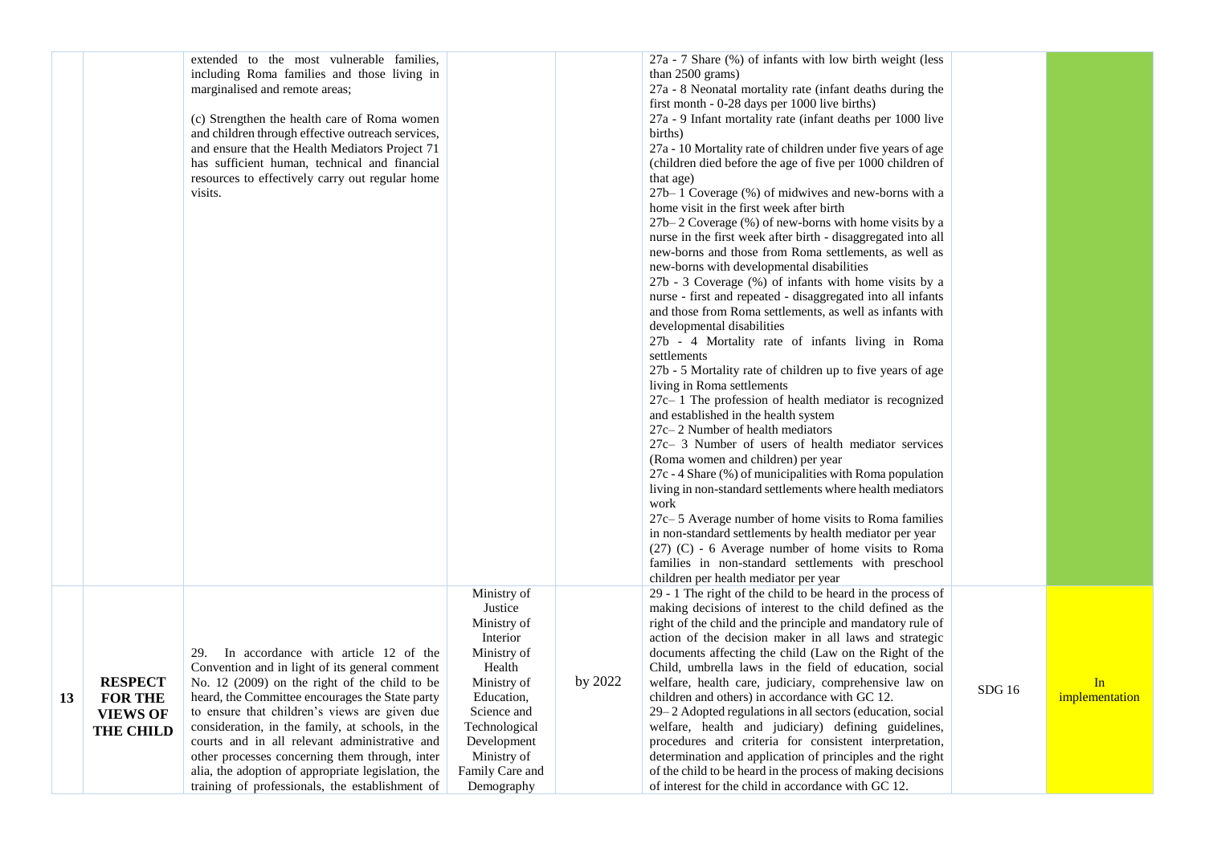| | | | | | | | |
|---|---|---|---|---|---|---|---|
| | | extended to the most vulnerable families, including Roma families and those living in marginalised and remote areas;<br><br>(c) Strengthen the health care of Roma women and children through effective outreach services, and ensure that the Health Mediators Project 71 has sufficient human, technical and financial resources to effectively carry out regular home visits. | | | 27a - 7 Share (%) of infants with low birth weight (less than 2500 grams)<br>27a - 8 Neonatal mortality rate (infant deaths during the first month - 0-28 days per 1000 live births)<br>27a - 9 Infant mortality rate (infant deaths per 1000 live births)<br>27a - 10 Mortality rate of children under five years of age (children died before the age of five per 1000 children of that age)<br>27b– 1 Coverage (%) of midwives and new-borns with a home visit in the first week after birth<br>27b– 2 Coverage (%) of new-borns with home visits by a nurse in the first week after birth - disaggregated into all new-borns and those from Roma settlements, as well as new-borns with developmental disabilities<br>27b - 3 Coverage (%) of infants with home visits by a nurse - first and repeated - disaggregated into all infants and those from Roma settlements, as well as infants with developmental disabilities<br>27b - 4 Mortality rate of infants living in Roma settlements<br>27b - 5 Mortality rate of children up to five years of age living in Roma settlements<br>27c– 1 The profession of health mediator is recognized and established in the health system<br>27c– 2 Number of health mediators<br>27c– 3 Number of users of health mediator services (Roma women and children) per year<br>27c - 4 Share (%) of municipalities with Roma population living in non-standard settlements where health mediators work<br>27c– 5 Average number of home visits to Roma families in non-standard settlements by health mediator per year<br>(27) (C) - 6 Average number of home visits to Roma families in non-standard settlements with preschool children per health mediator per year | | |
| **13** | **RESPECT FOR THE VIEWS OF THE CHILD** | 29. In accordance with article 12 of the Convention and in light of its general comment No. 12 (2009) on the right of the child to be heard, the Committee encourages the State party to ensure that children's views are given due consideration, in the family, at schools, in the courts and in all relevant administrative and other processes concerning them through, inter alia, the adoption of appropriate legislation, the training of professionals, the establishment of | Ministry of Justice<br>Ministry of Interior<br>Ministry of Health<br>Ministry of Education, Science and Technological Development<br>Ministry of Family Care and Demography | by 2022 | 29 - 1 The right of the child to be heard in the process of making decisions of interest to the child defined as the right of the child and the principle and mandatory rule of action of the decision maker in all laws and strategic documents affecting the child (Law on the Right of the Child, umbrella laws in the field of education, social welfare, health care, judiciary, comprehensive law on children and others) in accordance with GC 12.<br>29– 2 Adopted regulations in all sectors (education, social welfare, health and judiciary) defining guidelines, procedures and criteria for consistent interpretation, determination and application of principles and the right of the child to be heard in the process of making decisions of interest for the child in accordance with GC 12. | SDG 16 | In implementation |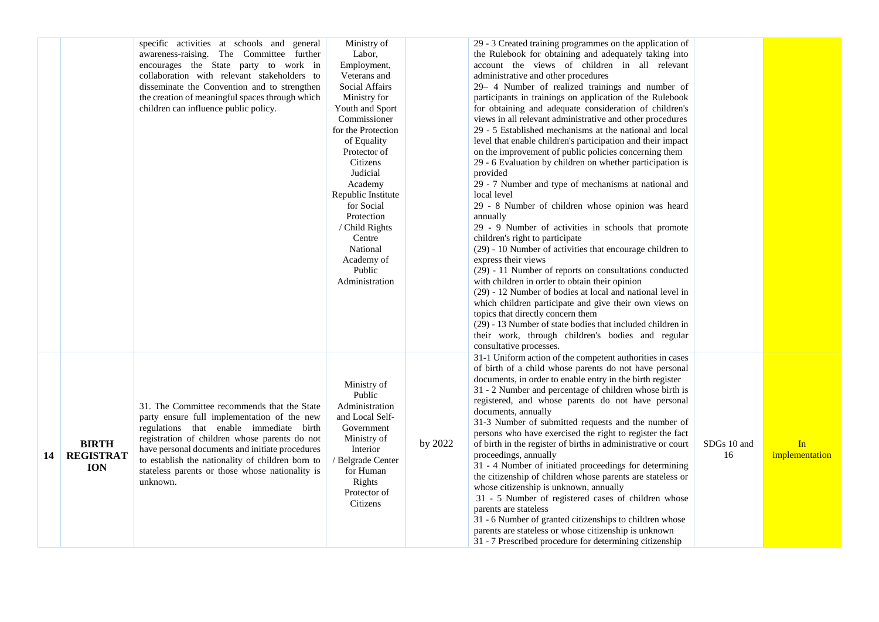| | | | | | | | |
|---|---|---|---|---|---|---|---|
| | | specific activities at schools and general awareness-raising. The Committee further encourages the State party to work in collaboration with relevant stakeholders to disseminate the Convention and to strengthen the creation of meaningful spaces through which children can influence public policy. | Ministry of Labor, Employment, Veterans and Social Affairs Ministry for Youth and Sport Commissioner for the Protection of Equality Protector of Citizens Judicial Academy Republic Institute for Social Protection / Child Rights Centre National Academy of Public Administration | | 29 - 3 Created training programmes on the application of the Rulebook for obtaining and adequately taking into account the views of children in all relevant administrative and other procedures<br>29– 4 Number of realized trainings and number of participants in trainings on application of the Rulebook for obtaining and adequate consideration of children's views in all relevant administrative and other procedures<br>29 - 5 Established mechanisms at the national and local level that enable children's participation and their impact on the improvement of public policies concerning them<br>29 - 6 Evaluation by children on whether participation is provided<br>29 - 7 Number and type of mechanisms at national and local level<br>29 - 8 Number of children whose opinion was heard annually<br>29 - 9 Number of activities in schools that promote children's right to participate<br>(29) - 10 Number of activities that encourage children to express their views<br>(29) - 11 Number of reports on consultations conducted with children in order to obtain their opinion<br>(29) - 12 Number of bodies at local and national level in which children participate and give their own views on topics that directly concern them<br>(29) - 13 Number of state bodies that included children in their work, through children's bodies and regular consultative processes. | | |
| 14 | **BIRTH REGISTRATION** | 31. The Committee recommends that the State party ensure full implementation of the new regulations that enable immediate birth registration of children whose parents do not have personal documents and initiate procedures to establish the nationality of children born to stateless parents or those whose nationality is unknown. | Ministry of Public Administration and Local Self-Government Ministry of Interior / Belgrade Center for Human Rights Protector of Citizens | by 2022 | 31-1 Uniform action of the competent authorities in cases of birth of a child whose parents do not have personal documents, in order to enable entry in the birth register<br>31 - 2 Number and percentage of children whose birth is registered, and whose parents do not have personal documents, annually<br>31-3 Number of submitted requests and the number of persons who have exercised the right to register the fact of birth in the register of births in administrative or court proceedings, annually<br>31 - 4 Number of initiated proceedings for determining the citizenship of children whose parents are stateless or whose citizenship is unknown, annually<br>31 - 5 Number of registered cases of children whose parents are stateless<br>31 - 6 Number of granted citizenships to children whose parents are stateless or whose citizenship is unknown<br>31 - 7 Prescribed procedure for determining citizenship | SDGs 10 and 16 | In implementation |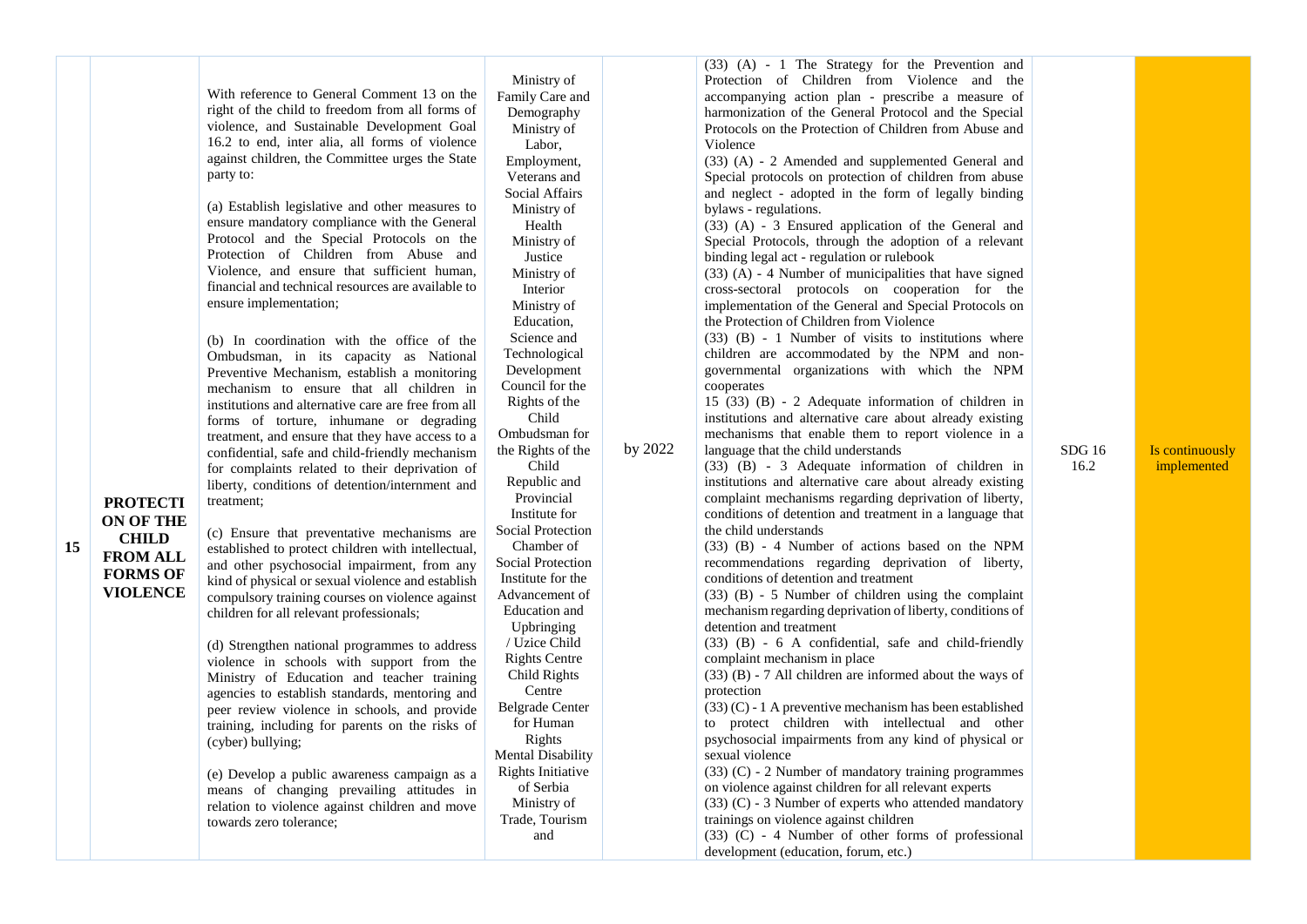| | | | | | | | |
|---|---|---|---|---|---|---|---|
| 15 | **PROTECTION OF THE CHILD FROM ALL FORMS OF VIOLENCE** | With reference to General Comment 13 on the right of the child to freedom from all forms of violence, and Sustainable Development Goal 16.2 to end, inter alia, all forms of violence against children, the Committee urges the State party to:<br><br>(a) Establish legislative and other measures to ensure mandatory compliance with the General Protocol and the Special Protocols on the Protection of Children from Abuse and Violence, and ensure that sufficient human, financial and technical resources are available to ensure implementation;<br><br>(b) In coordination with the office of the Ombudsman, in its capacity as National Preventive Mechanism, establish a monitoring mechanism to ensure that all children in institutions and alternative care are free from all forms of torture, inhumane or degrading treatment, and ensure that they have access to a confidential, safe and child-friendly mechanism for complaints related to their deprivation of liberty, conditions of detention/internment and treatment;<br><br>(c) Ensure that preventative mechanisms are established to protect children with intellectual, and other psychosocial impairment, from any kind of physical or sexual violence and establish compulsory training courses on violence against children for all relevant professionals;<br><br>(d) Strengthen national programmes to address violence in schools with support from the Ministry of Education and teacher training agencies to establish standards, mentoring and peer review violence in schools, and provide training, including for parents on the risks of (cyber) bullying;<br><br>(e) Develop a public awareness campaign as a means of changing prevailing attitudes in relation to violence against children and move towards zero tolerance; | Ministry of Family Care and Demography<br>Ministry of Labor, Employment, Veterans and Social Affairs<br>Ministry of Health<br>Ministry of Justice<br>Ministry of Interior<br>Ministry of Education, Science and Technological Development<br>Council for the Rights of the Child<br>Ombudsman for the Rights of the Child<br>Republic and Provincial Institute for Social Protection<br>Chamber of Social Protection<br>Institute for the Advancement of Education and Upbringing<br>/ Uzice Child Rights Centre<br>Child Rights Centre<br>Belgrade Center for Human Rights<br>Mental Disability Rights Initiative of Serbia<br>Ministry of Trade, Tourism and | by 2022 | (33) (A) - 1 The Strategy for the Prevention and Protection of Children from Violence and the accompanying action plan - prescribe a measure of harmonization of the General Protocol and the Special Protocols on the Protection of Children from Abuse and Violence<br>(33) (A) - 2 Amended and supplemented General and Special protocols on protection of children from abuse and neglect - adopted in the form of legally binding bylaws - regulations.<br>(33) (A) - 3 Ensured application of the General and Special Protocols, through the adoption of a relevant binding legal act - regulation or rulebook<br>(33) (A) - 4 Number of municipalities that have signed cross-sectoral protocols on cooperation for the implementation of the General and Special Protocols on the Protection of Children from Violence<br>(33) (B) - 1 Number of visits to institutions where children are accommodated by the NPM and non-governmental organizations with which the NPM cooperates<br>15 (33) (B) - 2 Adequate information of children in institutions and alternative care about already existing mechanisms that enable them to report violence in a language that the child understands<br>(33) (B) - 3 Adequate information of children in institutions and alternative care about already existing complaint mechanisms regarding deprivation of liberty, conditions of detention and treatment in a language that the child understands<br>(33) (B) - 4 Number of actions based on the NPM recommendations regarding deprivation of liberty, conditions of detention and treatment<br>(33) (B) - 5 Number of children using the complaint mechanism regarding deprivation of liberty, conditions of detention and treatment<br>(33) (B) - 6 A confidential, safe and child-friendly complaint mechanism in place<br>(33) (B) - 7 All children are informed about the ways of protection<br>(33) (C) - 1 A preventive mechanism has been established to protect children with intellectual and other psychosocial impairments from any kind of physical or sexual violence<br>(33) (C) - 2 Number of mandatory training programmes on violence against children for all relevant experts<br>(33) (C) - 3 Number of experts who attended mandatory trainings on violence against children<br>(33) (C) - 4 Number of other forms of professional development (education, forum, etc.) | SDG 16 16.2 | Is continuously implemented |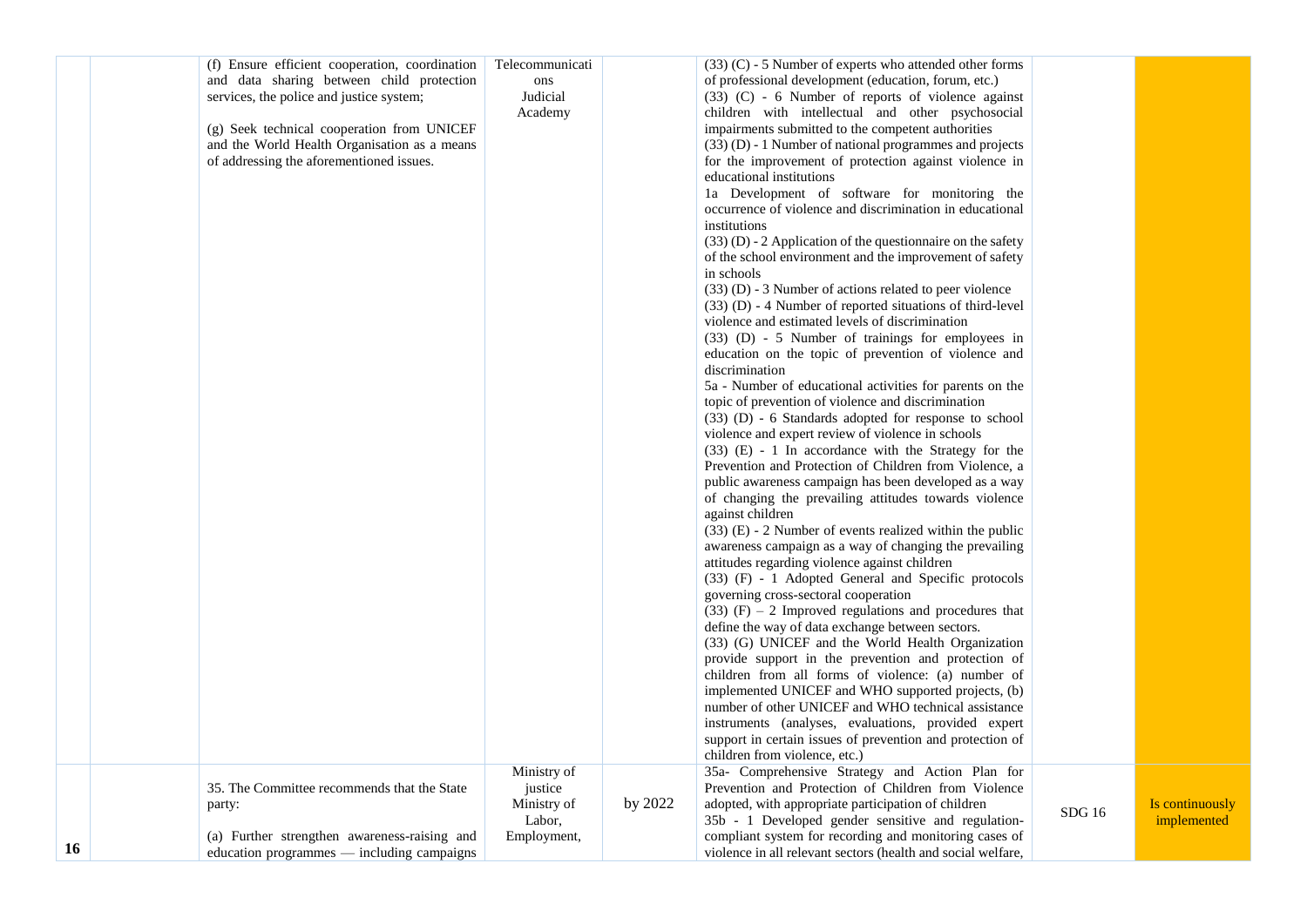| | | | | | | | |
|---|---|---|---|---|---|---|---|
| | | (f) Ensure efficient cooperation, coordination and data sharing between child protection services, the police and justice system;<br><br>(g) Seek technical cooperation from UNICEF and the World Health Organisation as a means of addressing the aforementioned issues. | Telecommunications<br>Judicial Academy | | (33) (C) - 5 Number of experts who attended other forms of professional development (education, forum, etc.)<br>(33) (C) - 6 Number of reports of violence against children with intellectual and other psychosocial impairments submitted to the competent authorities<br>(33) (D) - 1 Number of national programmes and projects for the improvement of protection against violence in educational institutions<br>1a Development of software for monitoring the occurrence of violence and discrimination in educational institutions<br>(33) (D) - 2 Application of the questionnaire on the safety of the school environment and the improvement of safety in schools<br>(33) (D) - 3 Number of actions related to peer violence<br>(33) (D) - 4 Number of reported situations of third-level violence and estimated levels of discrimination<br>(33) (D) - 5 Number of trainings for employees in education on the topic of prevention of violence and discrimination<br>5a - Number of educational activities for parents on the topic of prevention of violence and discrimination<br>(33) (D) - 6 Standards adopted for response to school violence and expert review of violence in schools<br>(33) (E) - 1 In accordance with the Strategy for the Prevention and Protection of Children from Violence, a public awareness campaign has been developed as a way of changing the prevailing attitudes towards violence against children<br>(33) (E) - 2 Number of events realized within the public awareness campaign as a way of changing the prevailing attitudes regarding violence against children<br>(33) (F) - 1 Adopted General and Specific protocols governing cross-sectoral cooperation<br>(33) (F) – 2 Improved regulations and procedures that define the way of data exchange between sectors.<br>(33) (G) UNICEF and the World Health Organization provide support in the prevention and protection of children from all forms of violence: (a) number of implemented UNICEF and WHO supported projects, (b) number of other UNICEF and WHO technical assistance instruments (analyses, evaluations, provided expert support in certain issues of prevention and protection of children from violence, etc.) | | |
| 16 | | 35. The Committee recommends that the State party:<br><br>(a) Further strengthen awareness-raising and education programmes — including campaigns | Ministry of justice<br>Ministry of Labor, Employment, | by 2022 | 35a- Comprehensive Strategy and Action Plan for Prevention and Protection of Children from Violence adopted, with appropriate participation of children<br>35b - 1 Developed gender sensitive and regulation-compliant system for recording and monitoring cases of violence in all relevant sectors (health and social welfare, | SDG 16 | Is continuously implemented |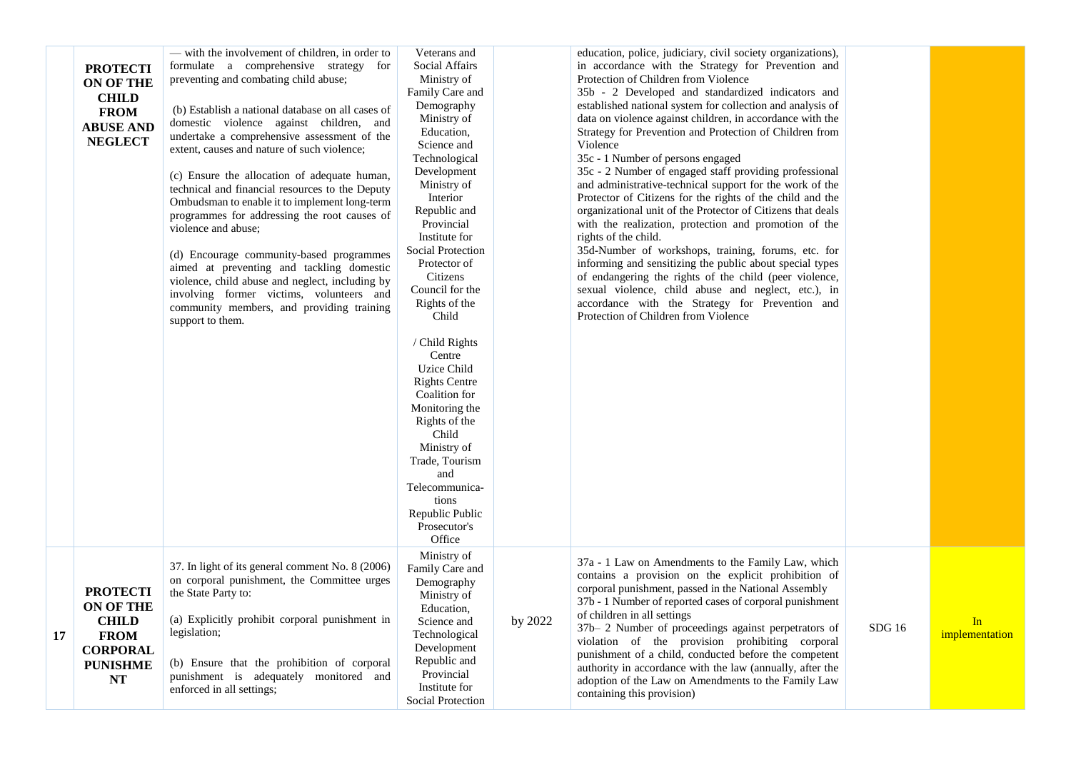| | | | | | | | |
|---|---|---|---|---|---|---|---|
| | **PROTECTION OF THE CHILD FROM ABUSE AND NEGLECT** | — with the involvement of children, in order to formulate a comprehensive strategy for preventing and combating child abuse;<br><br>(b) Establish a national database on all cases of domestic violence against children, and undertake a comprehensive assessment of the extent, causes and nature of such violence;<br><br>(c) Ensure the allocation of adequate human, technical and financial resources to the Deputy Ombudsman to enable it to implement long-term programmes for addressing the root causes of violence and abuse;<br><br>(d) Encourage community-based programmes aimed at preventing and tackling domestic violence, child abuse and neglect, including by involving former victims, volunteers and community members, and providing training support to them. | Veterans and Social Affairs<br>Ministry of Family Care and Demography<br>Ministry of Education, Science and Technological Development<br>Ministry of Interior<br>Republic and Provincial Institute for Social Protection<br>Protector of Citizens<br>Council for the Rights of the Child<br><br>/ Child Rights Centre<br>Uzice Child Rights Centre<br>Coalition for Monitoring the Rights of the Child<br>Ministry of Trade, Tourism and Telecommunications<br>Republic Public Prosecutor's Office | | education, police, judiciary, civil society organizations), in accordance with the Strategy for Prevention and Protection of Children from Violence<br>35b - 2 Developed and standardized indicators and established national system for collection and analysis of data on violence against children, in accordance with the Strategy for Prevention and Protection of Children from Violence<br>35c - 1 Number of persons engaged<br>35c - 2 Number of engaged staff providing professional and administrative-technical support for the work of the Protector of Citizens for the rights of the child and the organizational unit of the Protector of Citizens that deals with the realization, protection and promotion of the rights of the child.<br>35d-Number of workshops, training, forums, etc. for informing and sensitizing the public about special types of endangering the rights of the child (peer violence, sexual violence, child abuse and neglect, etc.), in accordance with the Strategy for Prevention and Protection of Children from Violence | | |
| 17 | **PROTECTION OF THE CHILD FROM CORPORAL PUNISHMENT** | 37. In light of its general comment No. 8 (2006) on corporal punishment, the Committee urges the State Party to:<br><br>(a) Explicitly prohibit corporal punishment in legislation;<br><br>(b) Ensure that the prohibition of corporal punishment is adequately monitored and enforced in all settings; | Ministry of Family Care and Demography<br>Ministry of Education, Science and Technological Development<br>Republic and Provincial Institute for Social Protection | by 2022 | 37a - 1 Law on Amendments to the Family Law, which contains a provision on the explicit prohibition of corporal punishment, passed in the National Assembly<br>37b - 1 Number of reported cases of corporal punishment of children in all settings<br>37b– 2 Number of proceedings against perpetrators of violation of the provision prohibiting corporal punishment of a child, conducted before the competent authority in accordance with the law (annually, after the adoption of the Law on Amendments to the Family Law containing this provision) | SDG 16 | In implementation |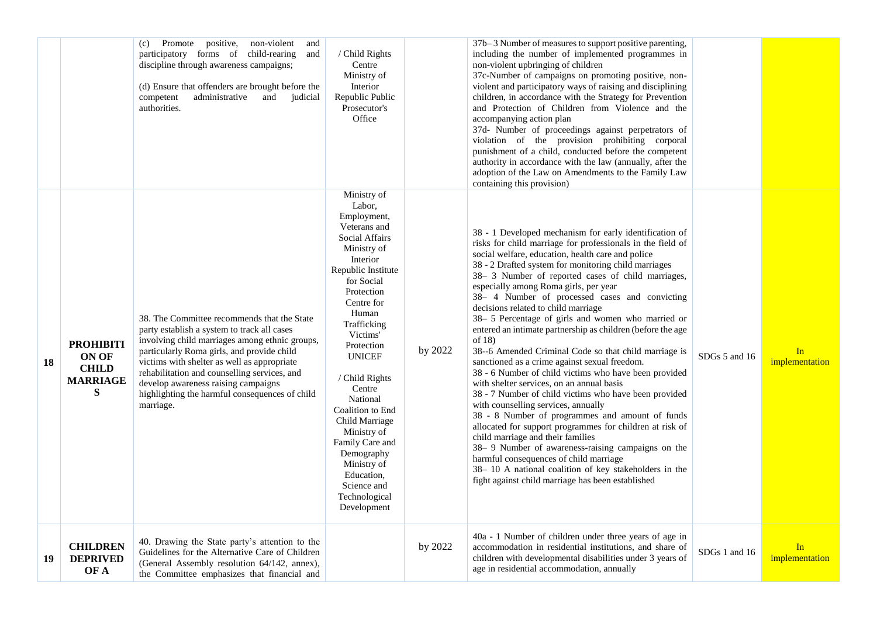| | | | | | | | |
|---|---|---|---|---|---|---|---|
| | | (c) Promote positive, non-violent and participatory forms of child-rearing and discipline through awareness campaigns;<br><br>(d) Ensure that offenders are brought before the competent administrative and judicial authorities. | / Child Rights Centre<br>Ministry of Interior<br>Republic Public Prosecutor's Office | | 37b– 3 Number of measures to support positive parenting, including the number of implemented programmes in non-violent upbringing of children<br>37c-Number of campaigns on promoting positive, non-violent and participatory ways of raising and disciplining children, in accordance with the Strategy for Prevention and Protection of Children from Violence and the accompanying action plan<br>37d- Number of proceedings against perpetrators of violation of the provision prohibiting corporal punishment of a child, conducted before the competent authority in accordance with the law (annually, after the adoption of the Law on Amendments to the Family Law containing this provision) | | |
| **18** | **PROHIBITION OF CHILD MARRIAGES** | 38. The Committee recommends that the State party establish a system to track all cases involving child marriages among ethnic groups, particularly Roma girls, and provide child victims with shelter as well as appropriate rehabilitation and counselling services, and develop awareness raising campaigns highlighting the harmful consequences of child marriage. | Ministry of Labor, Employment, Veterans and Social Affairs<br>Ministry of Interior<br>Republic Institute for Social Protection<br>Centre for Human Trafficking Victims' Protection<br>UNICEF<br><br>/ Child Rights Centre<br>National Coalition to End Child Marriage<br>Ministry of Family Care and Demography<br>Ministry of Education, Science and Technological Development | by 2022 | 38 - 1 Developed mechanism for early identification of risks for child marriage for professionals in the field of social welfare, education, health care and police<br>38 - 2 Drafted system for monitoring child marriages<br>38– 3 Number of reported cases of child marriages, especially among Roma girls, per year<br>38– 4 Number of processed cases and convicting decisions related to child marriage<br>38– 5 Percentage of girls and women who married or entered an intimate partnership as children (before the age of 18)<br>38--6 Amended Criminal Code so that child marriage is sanctioned as a crime against sexual freedom.<br>38 - 6 Number of child victims who have been provided with shelter services, on an annual basis<br>38 - 7 Number of child victims who have been provided with counselling services, annually<br>38 - 8 Number of programmes and amount of funds allocated for support programmes for children at risk of child marriage and their families<br>38– 9 Number of awareness-raising campaigns on the harmful consequences of child marriage<br>38– 10 A national coalition of key stakeholders in the fight against child marriage has been established | SDGs 5 and 16 | In implementation |
| **19** | **CHILDREN DEPRIVED OF A** | 40. Drawing the State party's attention to the Guidelines for the Alternative Care of Children (General Assembly resolution 64/142, annex), the Committee emphasizes that financial and | | by 2022 | 40a - 1 Number of children under three years of age in accommodation in residential institutions, and share of children with developmental disabilities under 3 years of age in residential accommodation, annually | SDGs 1 and 16 | In implementation |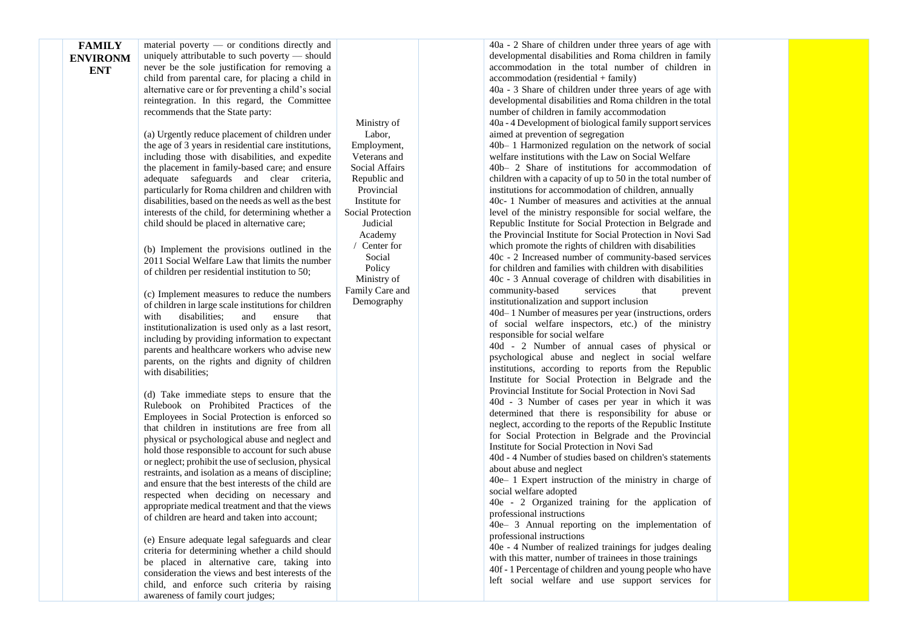| | | | | | | | |
|---|---|---|---|---|---|---|---|
| | **FAMILY ENVIRONMENT** | material poverty — or conditions directly and uniquely attributable to such poverty — should never be the sole justification for removing a child from parental care, for placing a child in alternative care or for preventing a child's social reintegration. In this regard, the Committee recommends that the State party:<br><br>(a) Urgently reduce placement of children under the age of 3 years in residential care institutions, including those with disabilities, and expedite the placement in family-based care; and ensure adequate safeguards and clear criteria, particularly for Roma children and children with disabilities, based on the needs as well as the best interests of the child, for determining whether a child should be placed in alternative care;<br><br>(b) Implement the provisions outlined in the 2011 Social Welfare Law that limits the number of children per residential institution to 50;<br><br>(c) Implement measures to reduce the numbers of children in large scale institutions for children with disabilities; and ensure that institutionalization is used only as a last resort, including by providing information to expectant parents and healthcare workers who advise new parents, on the rights and dignity of children with disabilities;<br><br>(d) Take immediate steps to ensure that the Rulebook on Prohibited Practices of the Employees in Social Protection is enforced so that children in institutions are free from all physical or psychological abuse and neglect and hold those responsible to account for such abuse or neglect; prohibit the use of seclusion, physical restraints, and isolation as a means of discipline; and ensure that the best interests of the child are respected when deciding on necessary and appropriate medical treatment and that the views of children are heard and taken into account;<br><br>(e) Ensure adequate legal safeguards and clear criteria for determining whether a child should be placed in alternative care, taking into consideration the views and best interests of the child, and enforce such criteria by raising awareness of family court judges; | Ministry of Labor, Employment, Veterans and Social Affairs<br>Republic and Provincial Institute for Social Protection<br>Judicial Academy / Center for Social Policy<br>Ministry of Family Care and Demography | | 40a - 2 Share of children under three years of age with developmental disabilities and Roma children in family accommodation in the total number of children in accommodation (residential + family)<br>40a - 3 Share of children under three years of age with developmental disabilities and Roma children in the total number of children in family accommodation<br>40a - 4 Development of biological family support services aimed at prevention of segregation<br>40b– 1 Harmonized regulation on the network of social welfare institutions with the Law on Social Welfare<br>40b– 2 Share of institutions for accommodation of children with a capacity of up to 50 in the total number of institutions for accommodation of children, annually<br>40c- 1 Number of measures and activities at the annual level of the ministry responsible for social welfare, the Republic Institute for Social Protection in Belgrade and the Provincial Institute for Social Protection in Novi Sad which promote the rights of children with disabilities<br>40c - 2 Increased number of community-based services for children and families with children with disabilities<br>40c - 3 Annual coverage of children with disabilities in community-based services that prevent institutionalization and support inclusion<br>40d– 1 Number of measures per year (instructions, orders of social welfare inspectors, etc.) of the ministry responsible for social welfare<br>40d - 2 Number of annual cases of physical or psychological abuse and neglect in social welfare institutions, according to reports from the Republic Institute for Social Protection in Belgrade and the Provincial Institute for Social Protection in Novi Sad<br>40d - 3 Number of cases per year in which it was determined that there is responsibility for abuse or neglect, according to the reports of the Republic Institute for Social Protection in Belgrade and the Provincial Institute for Social Protection in Novi Sad<br>40d - 4 Number of studies based on children's statements about abuse and neglect<br>40e– 1 Expert instruction of the ministry in charge of social welfare adopted<br>40e - 2 Organized training for the application of professional instructions<br>40e– 3 Annual reporting on the implementation of professional instructions<br>40e - 4 Number of realized trainings for judges dealing with this matter, number of trainees in those trainings<br>40f - 1 Percentage of children and young people who have left social welfare and use support services for | | |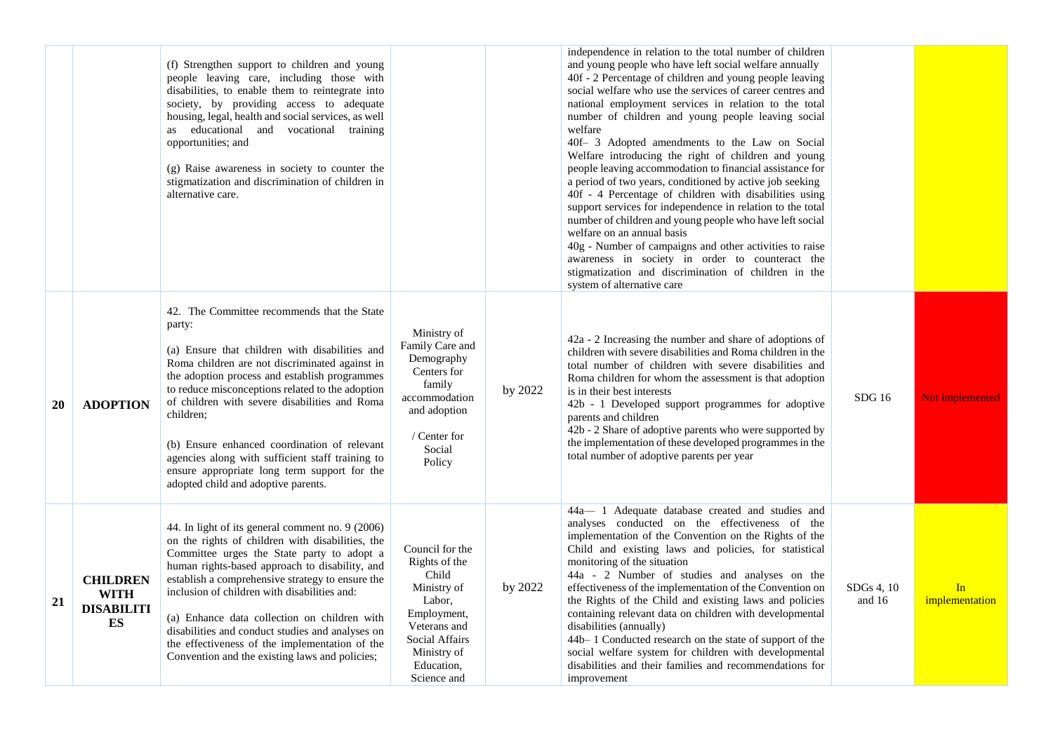| | | | | | | | |
|---|---|---|---|---|---|---|---|
| | | (f) Strengthen support to children and young people leaving care, including those with disabilities, to enable them to reintegrate into society, by providing access to adequate housing, legal, health and social services, as well as educational and vocational training opportunities; and<br><br>(g) Raise awareness in society to counter the stigmatization and discrimination of children in alternative care. | | | independence in relation to the total number of children and young people who have left social welfare annually<br>40f - 2 Percentage of children and young people leaving social welfare who use the services of career centres and national employment services in relation to the total number of children and young people leaving social welfare<br>40f– 3 Adopted amendments to the Law on Social Welfare introducing the right of children and young people leaving accommodation to financial assistance for a period of two years, conditioned by active job seeking<br>40f - 4 Percentage of children with disabilities using support services for independence in relation to the total number of children and young people who have left social welfare on an annual basis<br>40g - Number of campaigns and other activities to raise awareness in society in order to counteract the stigmatization and discrimination of children in the system of alternative care | | |
| **20** | **ADOPTION** | 42. The Committee recommends that the State party:<br><br>(a) Ensure that children with disabilities and Roma children are not discriminated against in the adoption process and establish programmes to reduce misconceptions related to the adoption of children with severe disabilities and Roma children;<br><br>(b) Ensure enhanced coordination of relevant agencies along with sufficient staff training to ensure appropriate long term support for the adopted child and adoptive parents. | Ministry of Family Care and Demography Centers for family accommodation and adoption<br><br>/ Center for Social Policy | by 2022 | 42a - 2 Increasing the number and share of adoptions of children with severe disabilities and Roma children in the total number of children with severe disabilities and Roma children for whom the assessment is that adoption is in their best interests<br>42b - 1 Developed support programmes for adoptive parents and children<br>42b - 2 Share of adoptive parents who were supported by the implementation of these developed programmes in the total number of adoptive parents per year | SDG 16 | Not implemented |
| **21** | **CHILDREN WITH DISABILITIES** | 44. In light of its general comment no. 9 (2006) on the rights of children with disabilities, the Committee urges the State party to adopt a human rights-based approach to disability, and establish a comprehensive strategy to ensure the inclusion of children with disabilities and:<br><br>(a) Enhance data collection on children with disabilities and conduct studies and analyses on the effectiveness of the implementation of the Convention and the existing laws and policies; | Council for the Rights of the Child<br>Ministry of Labor, Employment, Veterans and Social Affairs<br>Ministry of Education, Science and | by 2022 | 44a— 1 Adequate database created and studies and analyses conducted on the effectiveness of the implementation of the Convention on the Rights of the Child and existing laws and policies, for statistical monitoring of the situation<br>44a - 2 Number of studies and analyses on the effectiveness of the implementation of the Convention on the Rights of the Child and existing laws and policies containing relevant data on children with developmental disabilities (annually)<br>44b– 1 Conducted research on the state of support of the social welfare system for children with developmental disabilities and their families and recommendations for improvement | SDGs 4, 10 and 16 | In implementation |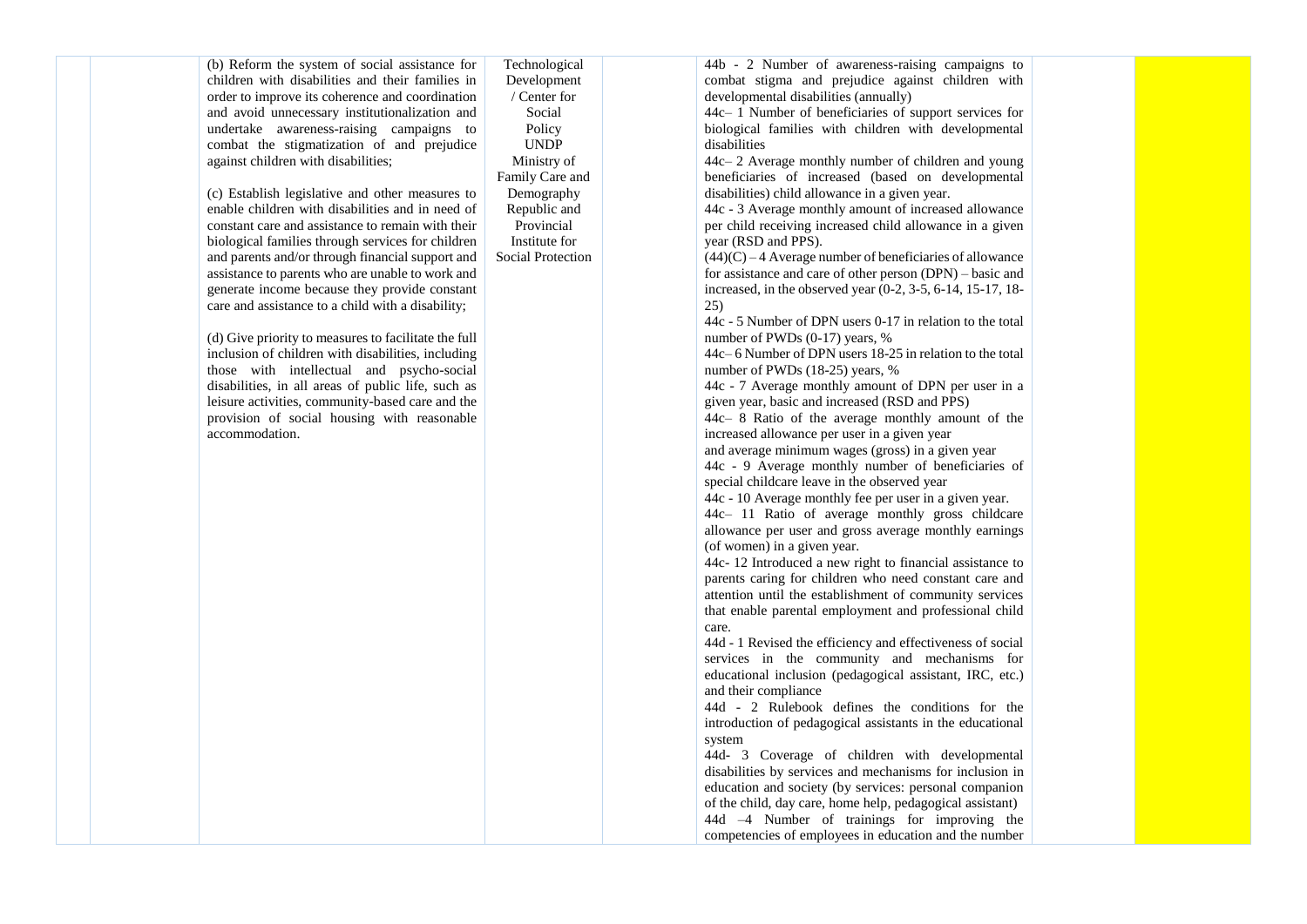| | | | | | | | |
|---|---|---|---|---|---|---|---|
| | | (b) Reform the system of social assistance for children with disabilities and their families in order to improve its coherence and coordination and avoid unnecessary institutionalization and undertake awareness-raising campaigns to combat the stigmatization of and prejudice against children with disabilities;<br><br>(c) Establish legislative and other measures to enable children with disabilities and in need of constant care and assistance to remain with their biological families through services for children and parents and/or through financial support and assistance to parents who are unable to work and generate income because they provide constant care and assistance to a child with a disability;<br><br>(d) Give priority to measures to facilitate the full inclusion of children with disabilities, including those with intellectual and psycho-social disabilities, in all areas of public life, such as leisure activities, community-based care and the provision of social housing with reasonable accommodation. | Technological Development / Center for Social Policy UNDP Ministry of Family Care and Demography Republic and Provincial Institute for Social Protection | | 44b - 2 Number of awareness-raising campaigns to combat stigma and prejudice against children with developmental disabilities (annually)<br>44c– 1 Number of beneficiaries of support services for biological families with children with developmental disabilities<br>44c– 2 Average monthly number of children and young beneficiaries of increased (based on developmental disabilities) child allowance in a given year.<br>44c - 3 Average monthly amount of increased allowance per child receiving increased child allowance in a given year (RSD and PPS).<br>(44)(C) – 4 Average number of beneficiaries of allowance for assistance and care of other person (DPN) – basic and increased, in the observed year (0-2, 3-5, 6-14, 15-17, 18-25)<br>44c - 5 Number of DPN users 0-17 in relation to the total number of PWDs (0-17) years, %<br>44c– 6 Number of DPN users 18-25 in relation to the total number of PWDs (18-25) years, %<br>44c - 7 Average monthly amount of DPN per user in a given year, basic and increased (RSD and PPS)<br>44c– 8 Ratio of the average monthly amount of the increased allowance per user in a given year and average minimum wages (gross) in a given year<br>44c - 9 Average monthly number of beneficiaries of special childcare leave in the observed year<br>44c - 10 Average monthly fee per user in a given year.<br>44c– 11 Ratio of average monthly gross childcare allowance per user and gross average monthly earnings (of women) in a given year.<br>44c- 12 Introduced a new right to financial assistance to parents caring for children who need constant care and attention until the establishment of community services that enable parental employment and professional child care.<br>44d - 1 Revised the efficiency and effectiveness of social services in the community and mechanisms for educational inclusion (pedagogical assistant, IRC, etc.) and their compliance<br>44d - 2 Rulebook defines the conditions for the introduction of pedagogical assistants in the educational system<br>44d- 3 Coverage of children with developmental disabilities by services and mechanisms for inclusion in education and society (by services: personal companion of the child, day care, home help, pedagogical assistant)<br>44d –4 Number of trainings for improving the competencies of employees in education and the number | | |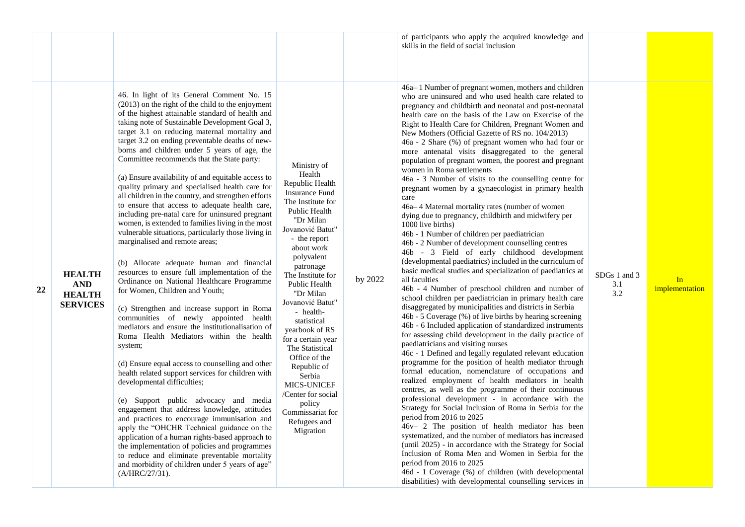| | | | | | | | |
|---|---|---|---|---|---|---|---|
| | | | | | of participants who apply the acquired knowledge and skills in the field of social inclusion | | |
| 22 | **HEALTH AND HEALTH SERVICES** | 46. In light of its General Comment No. 15 (2013) on the right of the child to the enjoyment of the highest attainable standard of health and taking note of Sustainable Development Goal 3, target 3.1 on reducing maternal mortality and target 3.2 on ending preventable deaths of new-borns and children under 5 years of age, the Committee recommends that the State party:<br><br>(a) Ensure availability of and equitable access to quality primary and specialised health care for all children in the country, and strengthen efforts to ensure that access to adequate health care, including pre-natal care for uninsured pregnant women, is extended to families living in the most vulnerable situations, particularly those living in marginalised and remote areas;<br><br>(b) Allocate adequate human and financial resources to ensure full implementation of the Ordinance on National Healthcare Programme for Women, Children and Youth;<br><br>(c) Strengthen and increase support in Roma communities of newly appointed health mediators and ensure the institutionalisation of Roma Health Mediators within the health system;<br><br>(d) Ensure equal access to counselling and other health related support services for children with developmental difficulties;<br><br>(e) Support public advocacy and media engagement that address knowledge, attitudes and practices to encourage immunisation and apply the "OHCHR Technical guidance on the application of a human rights-based approach to the implementation of policies and programmes to reduce and eliminate preventable mortality and morbidity of children under 5 years of age" (A/HRC/27/31). | Ministry of Health<br>Republic Health Insurance Fund<br>The Institute for Public Health "Dr Milan Jovanović Batut" - the report about work polyvalent patronage<br>The Institute for Public Health "Dr Milan Jovanović Batut" - health-statistical yearbook of RS for a certain year<br>The Statistical Office of the Republic of Serbia<br>MICS-UNICEF /Center for social policy<br>Commissariat for Refugees and Migration | by 2022 | 46a– 1 Number of pregnant women, mothers and children who are uninsured and who used health care related to pregnancy and childbirth and neonatal and post-neonatal health care on the basis of the Law on Exercise of the Right to Health Care for Children, Pregnant Women and New Mothers (Official Gazette of RS no. 104/2013)<br>46a - 2 Share (%) of pregnant women who had four or more antenatal visits disaggregated to the general population of pregnant women, the poorest and pregnant women in Roma settlements<br>46a - 3 Number of visits to the counselling centre for pregnant women by a gynaecologist in primary health care<br>46a– 4 Maternal mortality rates (number of women dying due to pregnancy, childbirth and midwifery per 1000 live births)<br>46b - 1 Number of children per paediatrician<br>46b - 2 Number of development counselling centres<br>46b - 3 Field of early childhood development (developmental paediatrics) included in the curriculum of basic medical studies and specialization of paediatrics at all faculties<br>46b - 4 Number of preschool children and number of school children per paediatrician in primary health care disaggregated by municipalities and districts in Serbia<br>46b - 5 Coverage (%) of live births by hearing screening<br>46b - 6 Included application of standardized instruments for assessing child development in the daily practice of paediatricians and visiting nurses<br>46c - 1 Defined and legally regulated relevant education programme for the position of health mediator through formal education, nomenclature of occupations and realized employment of health mediators in health centres, as well as the programme of their continuous professional development - in accordance with the Strategy for Social Inclusion of Roma in Serbia for the period from 2016 to 2025<br>46v– 2 The position of health mediator has been systematized, and the number of mediators has increased (until 2025) - in accordance with the Strategy for Social Inclusion of Roma Men and Women in Serbia for the period from 2016 to 2025<br>46d - 1 Coverage (%) of children (with developmental disabilities) with developmental counselling services in | SDGs 1 and 3<br>3.1<br>3.2 | In implementation |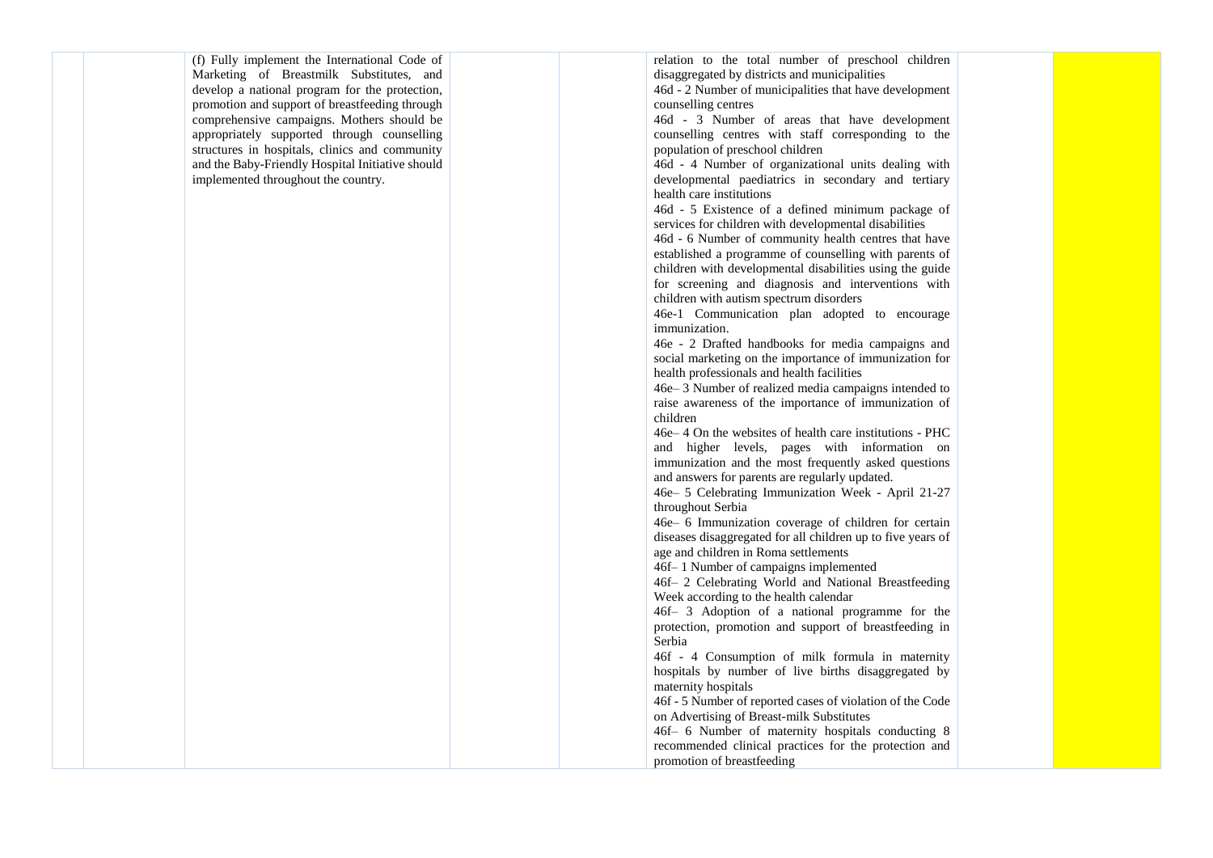|  |  | (f) Fully implement the International Code of Marketing of Breastmilk Substitutes, and develop a national program for the protection, promotion and support of breastfeeding through comprehensive campaigns. Mothers should be appropriately supported through counselling structures in hospitals, clinics and community and the Baby-Friendly Hospital Initiative should implemented throughout the country. |  |  | relation to the total number of preschool children disaggregated by districts and municipalities<br>46d - 2 Number of municipalities that have development counselling centres<br>46d - 3 Number of areas that have development counselling centres with staff corresponding to the population of preschool children<br>46d - 4 Number of organizational units dealing with developmental paediatrics in secondary and tertiary health care institutions<br>46d - 5 Existence of a defined minimum package of services for children with developmental disabilities<br>46d - 6 Number of community health centres that have established a programme of counselling with parents of children with developmental disabilities using the guide for screening and diagnosis and interventions with children with autism spectrum disorders<br>46e-1 Communication plan adopted to encourage immunization.<br>46e - 2 Drafted handbooks for media campaigns and social marketing on the importance of immunization for health professionals and health facilities<br>46e– 3 Number of realized media campaigns intended to raise awareness of the importance of immunization of children<br>46e– 4 On the websites of health care institutions - PHC and higher levels, pages with information on immunization and the most frequently asked questions and answers for parents are regularly updated.<br>46e– 5 Celebrating Immunization Week - April 21-27 throughout Serbia<br>46e– 6 Immunization coverage of children for certain diseases disaggregated for all children up to five years of age and children in Roma settlements<br>46f– 1 Number of campaigns implemented<br>46f– 2 Celebrating World and National Breastfeeding Week according to the health calendar<br>46f– 3 Adoption of a national programme for the protection, promotion and support of breastfeeding in Serbia<br>46f - 4 Consumption of milk formula in maternity hospitals by number of live births disaggregated by maternity hospitals<br>46f - 5 Number of reported cases of violation of the Code on Advertising of Breast-milk Substitutes<br>46f– 6 Number of maternity hospitals conducting 8 recommended clinical practices for the protection and promotion of breastfeeding |  |  |
|---|---|---|---|---|---|---|---|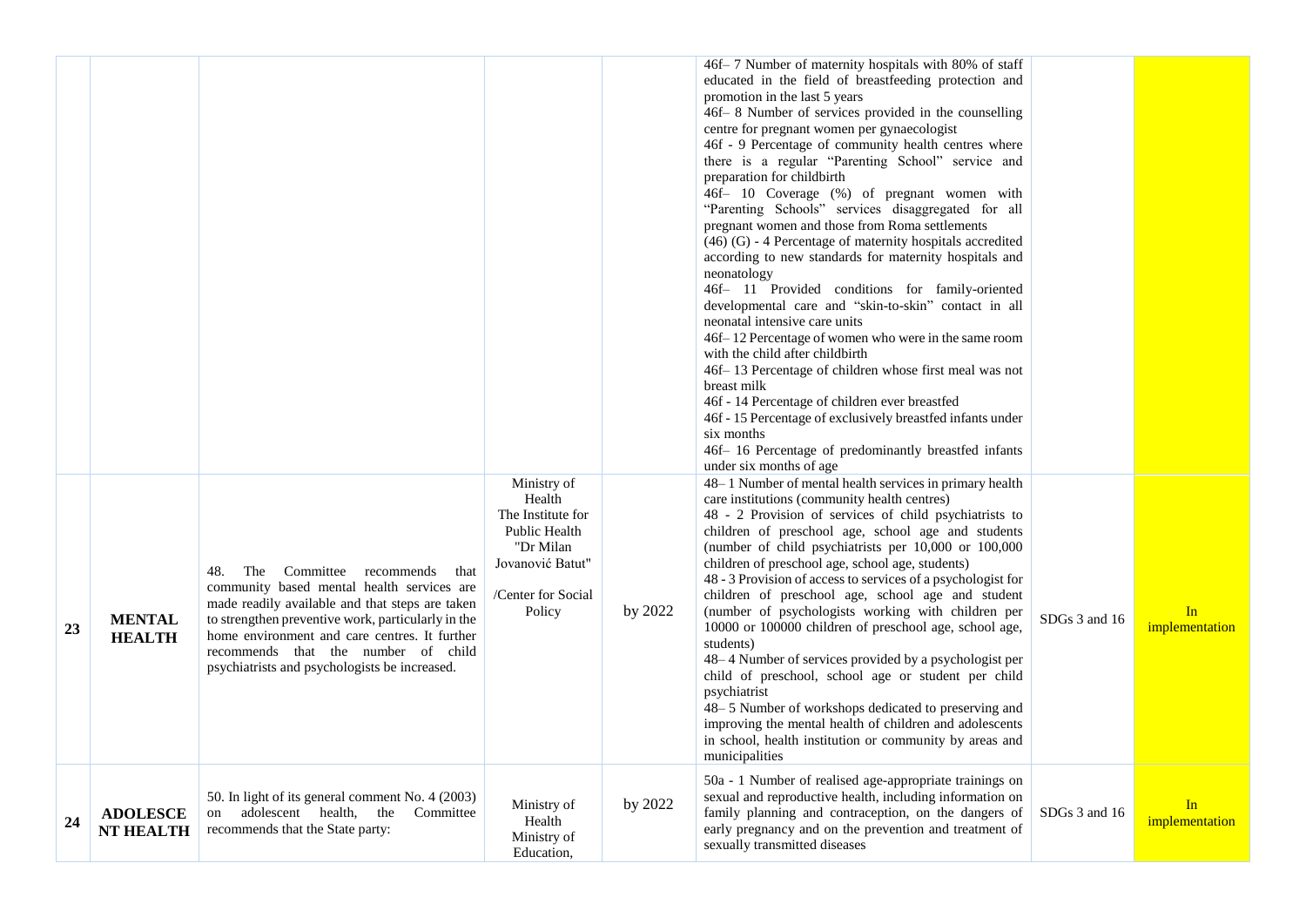| | | | | | | | |
|---|---|---|---|---|---|---|---|
| | | | | | 46f– 7 Number of maternity hospitals with 80% of staff educated in the field of breastfeeding protection and promotion in the last 5 years<br>46f– 8 Number of services provided in the counselling centre for pregnant women per gynaecologist<br>46f - 9 Percentage of community health centres where there is a regular "Parenting School" service and preparation for childbirth<br>46f– 10 Coverage (%) of pregnant women with "Parenting Schools" services disaggregated for all pregnant women and those from Roma settlements<br>(46) (G) - 4 Percentage of maternity hospitals accredited according to new standards for maternity hospitals and neonatology<br>46f– 11 Provided conditions for family-oriented developmental care and "skin-to-skin" contact in all neonatal intensive care units<br>46f– 12 Percentage of women who were in the same room with the child after childbirth<br>46f– 13 Percentage of children whose first meal was not breast milk<br>46f - 14 Percentage of children ever breastfed<br>46f - 15 Percentage of exclusively breastfed infants under six months<br>46f– 16 Percentage of predominantly breastfed infants under six months of age | | |
| **23** | **MENTAL HEALTH** | 48. The Committee recommends that community based mental health services are made readily available and that steps are taken to strengthen preventive work, particularly in the home environment and care centres. It further recommends that the number of child psychiatrists and psychologists be increased. | Ministry of Health<br>The Institute for Public Health "Dr Milan Jovanović Batut"<br>/Center for Social Policy | by 2022 | 48– 1 Number of mental health services in primary health care institutions (community health centres)<br>48 - 2 Provision of services of child psychiatrists to children of preschool age, school age and students (number of child psychiatrists per 10,000 or 100,000 children of preschool age, school age, students)<br>48 - 3 Provision of access to services of a psychologist for children of preschool age, school age and student (number of psychologists working with children per 10000 or 100000 children of preschool age, school age, students)<br>48– 4 Number of services provided by a psychologist per child of preschool, school age or student per child psychiatrist<br>48– 5 Number of workshops dedicated to preserving and improving the mental health of children and adolescents in school, health institution or community by areas and municipalities | SDGs 3 and 16 | In implementation |
| **24** | **ADOLESCENT HEALTH** | 50. In light of its general comment No. 4 (2003) on adolescent health, the Committee recommends that the State party: | Ministry of Health<br>Ministry of Education, | by 2022 | 50a - 1 Number of realised age-appropriate trainings on sexual and reproductive health, including information on family planning and contraception, on the dangers of early pregnancy and on the prevention and treatment of sexually transmitted diseases | SDGs 3 and 16 | In implementation |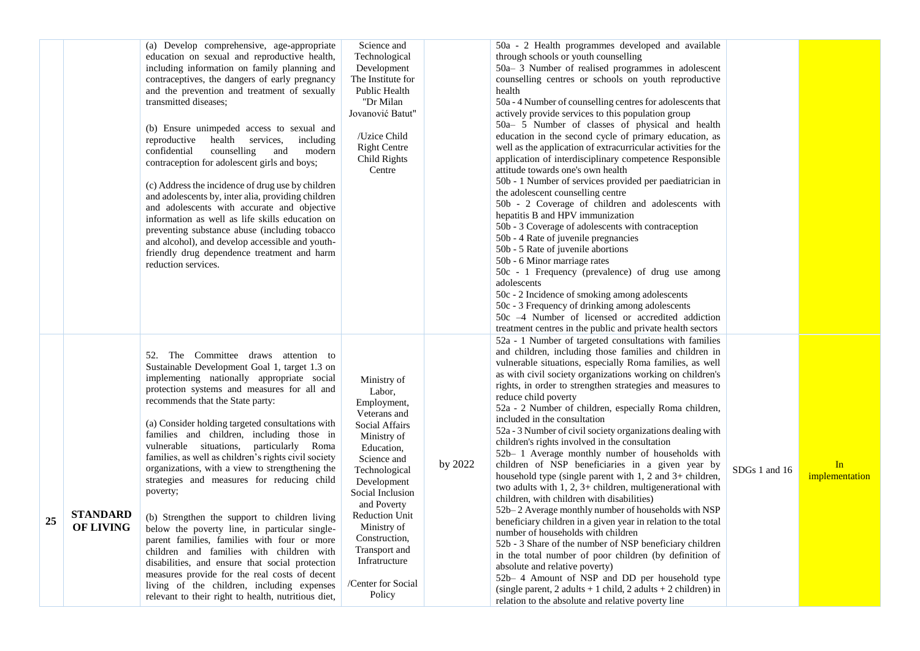| | | | | | | | |
|---|---|---|---|---|---|---|---|
| | | (a) Develop comprehensive, age-appropriate education on sexual and reproductive health, including information on family planning and contraceptives, the dangers of early pregnancy and the prevention and treatment of sexually transmitted diseases;<br><br>(b) Ensure unimpeded access to sexual and reproductive health services, including confidential counselling and modern contraception for adolescent girls and boys;<br><br>(c) Address the incidence of drug use by children and adolescents by, inter alia, providing children and adolescents with accurate and objective information as well as life skills education on preventing substance abuse (including tobacco and alcohol), and develop accessible and youth-friendly drug dependence treatment and harm reduction services. | Science and Technological Development The Institute for Public Health "Dr Milan Jovanović Batut"<br><br>/Uzice Child Right Centre Child Rights Centre | | 50a - 2 Health programmes developed and available through schools or youth counselling<br>50a– 3 Number of realised programmes in adolescent counselling centres or schools on youth reproductive health<br>50a - 4 Number of counselling centres for adolescents that actively provide services to this population group<br>50a– 5 Number of classes of physical and health education in the second cycle of primary education, as well as the application of extracurricular activities for the application of interdisciplinary competence Responsible attitude towards one's own health<br>50b - 1 Number of services provided per paediatrician in the adolescent counselling centre<br>50b - 2 Coverage of children and adolescents with hepatitis B and HPV immunization<br>50b - 3 Coverage of adolescents with contraception<br>50b - 4 Rate of juvenile pregnancies<br>50b - 5 Rate of juvenile abortions<br>50b - 6 Minor marriage rates<br>50c - 1 Frequency (prevalence) of drug use among adolescents<br>50c - 2 Incidence of smoking among adolescents<br>50c - 3 Frequency of drinking among adolescents<br>50c –4 Number of licensed or accredited addiction treatment centres in the public and private health sectors | | |
| 25 | **STANDARD OF LIVING** | 52. The Committee draws attention to Sustainable Development Goal 1, target 1.3 on implementing nationally appropriate social protection systems and measures for all and recommends that the State party:<br><br>(a) Consider holding targeted consultations with families and children, including those in vulnerable situations, particularly Roma families, as well as children's rights civil society organizations, with a view to strengthening the strategies and measures for reducing child poverty;<br><br>(b) Strengthen the support to children living below the poverty line, in particular single-parent families, families with four or more children and families with children with disabilities, and ensure that social protection measures provide for the real costs of decent living of the children, including expenses relevant to their right to health, nutritious diet, | Ministry of Labor, Employment, Veterans and Social Affairs Ministry of Education, Science and Technological Development Social Inclusion and Poverty Reduction Unit Ministry of Construction, Transport and Infratructure<br><br>/Center for Social Policy | by 2022 | 52a - 1 Number of targeted consultations with families and children, including those families and children in vulnerable situations, especially Roma families, as well as with civil society organizations working on children's rights, in order to strengthen strategies and measures to reduce child poverty<br>52a - 2 Number of children, especially Roma children, included in the consultation<br>52a - 3 Number of civil society organizations dealing with children's rights involved in the consultation<br>52b– 1 Average monthly number of households with children of NSP beneficiaries in a given year by household type (single parent with 1, 2 and 3+ children, two adults with 1, 2, 3+ children, multigenerational with children, with children with disabilities)<br>52b– 2 Average monthly number of households with NSP beneficiary children in a given year in relation to the total number of households with children<br>52b - 3 Share of the number of NSP beneficiary children in the total number of poor children (by definition of absolute and relative poverty)<br>52b– 4 Amount of NSP and DD per household type (single parent, 2 adults + 1 child, 2 adults + 2 children) in relation to the absolute and relative poverty line | SDGs 1 and 16 | In implementation |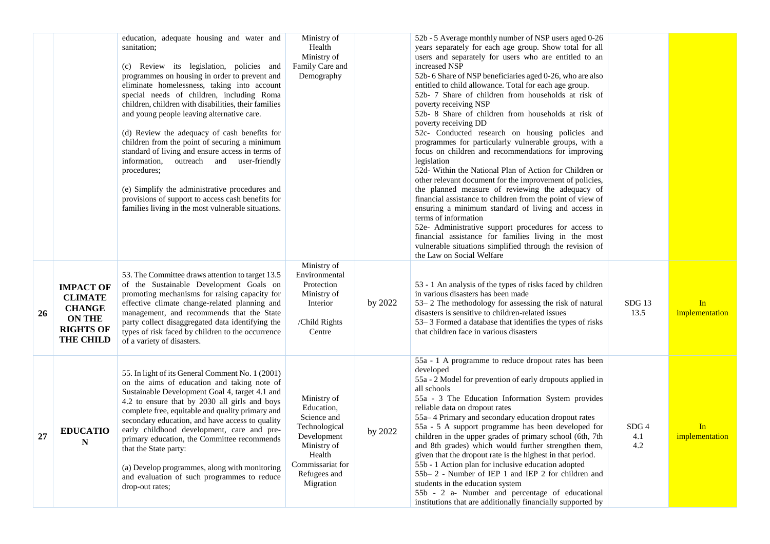| | | | | | | | |
|---|---|---|---|---|---|---|---|
| | | education, adequate housing and water and sanitation;<br><br>(c) Review its legislation, policies and programmes on housing in order to prevent and eliminate homelessness, taking into account special needs of children, including Roma children, children with disabilities, their families and young people leaving alternative care.<br><br>(d) Review the adequacy of cash benefits for children from the point of securing a minimum standard of living and ensure access in terms of information, outreach and user-friendly procedures;<br><br>(e) Simplify the administrative procedures and provisions of support to access cash benefits for families living in the most vulnerable situations. | Ministry of Health<br>Ministry of Family Care and Demography | | 52b - 5 Average monthly number of NSP users aged 0-26 years separately for each age group. Show total for all users and separately for users who are entitled to an increased NSP<br>52b- 6 Share of NSP beneficiaries aged 0-26, who are also entitled to child allowance. Total for each age group.<br>52b- 7 Share of children from households at risk of poverty receiving NSP<br>52b- 8 Share of children from households at risk of poverty receiving DD<br>52c- Conducted research on housing policies and programmes for particularly vulnerable groups, with a focus on children and recommendations for improving legislation<br>52d- Within the National Plan of Action for Children or other relevant document for the improvement of policies, the planned measure of reviewing the adequacy of financial assistance to children from the point of view of ensuring a minimum standard of living and access in terms of information<br>52e- Administrative support procedures for access to financial assistance for families living in the most vulnerable situations simplified through the revision of the Law on Social Welfare | | |
| 26 | **IMPACT OF CLIMATE CHANGE ON THE RIGHTS OF THE CHILD** | 53. The Committee draws attention to target 13.5 of the Sustainable Development Goals on promoting mechanisms for raising capacity for effective climate change-related planning and management, and recommends that the State party collect disaggregated data identifying the types of risk faced by children to the occurrence of a variety of disasters. | Ministry of Environmental Protection<br>Ministry of Interior<br><br>/Child Rights Centre | by 2022 | 53 - 1 An analysis of the types of risks faced by children in various disasters has been made<br>53– 2 The methodology for assessing the risk of natural disasters is sensitive to children-related issues<br>53– 3 Formed a database that identifies the types of risks that children face in various disasters | SDG 13<br>13.5 | In implementation |
| 27 | **EDUCATION** | 55. In light of its General Comment No. 1 (2001) on the aims of education and taking note of Sustainable Development Goal 4, target 4.1 and 4.2 to ensure that by 2030 all girls and boys complete free, equitable and quality primary and secondary education, and have access to quality early childhood development, care and pre-primary education, the Committee recommends that the State party:<br><br>(a) Develop programmes, along with monitoring and evaluation of such programmes to reduce drop-out rates; | Ministry of Education, Science and Technological Development<br>Ministry of Health<br>Commissariat for Refugees and Migration | by 2022 | 55a - 1 A programme to reduce dropout rates has been developed<br>55a - 2 Model for prevention of early dropouts applied in all schools<br>55a - 3 The Education Information System provides reliable data on dropout rates<br>55a– 4 Primary and secondary education dropout rates<br>55a - 5 A support programme has been developed for children in the upper grades of primary school (6th, 7th and 8th grades) which would further strengthen them, given that the dropout rate is the highest in that period.<br>55b - 1 Action plan for inclusive education adopted<br>55b– 2 - Number of IEP 1 and IEP 2 for children and students in the education system<br>55b - 2 a- Number and percentage of educational institutions that are additionally financially supported by | SDG 4<br>4.1<br>4.2 | In implementation |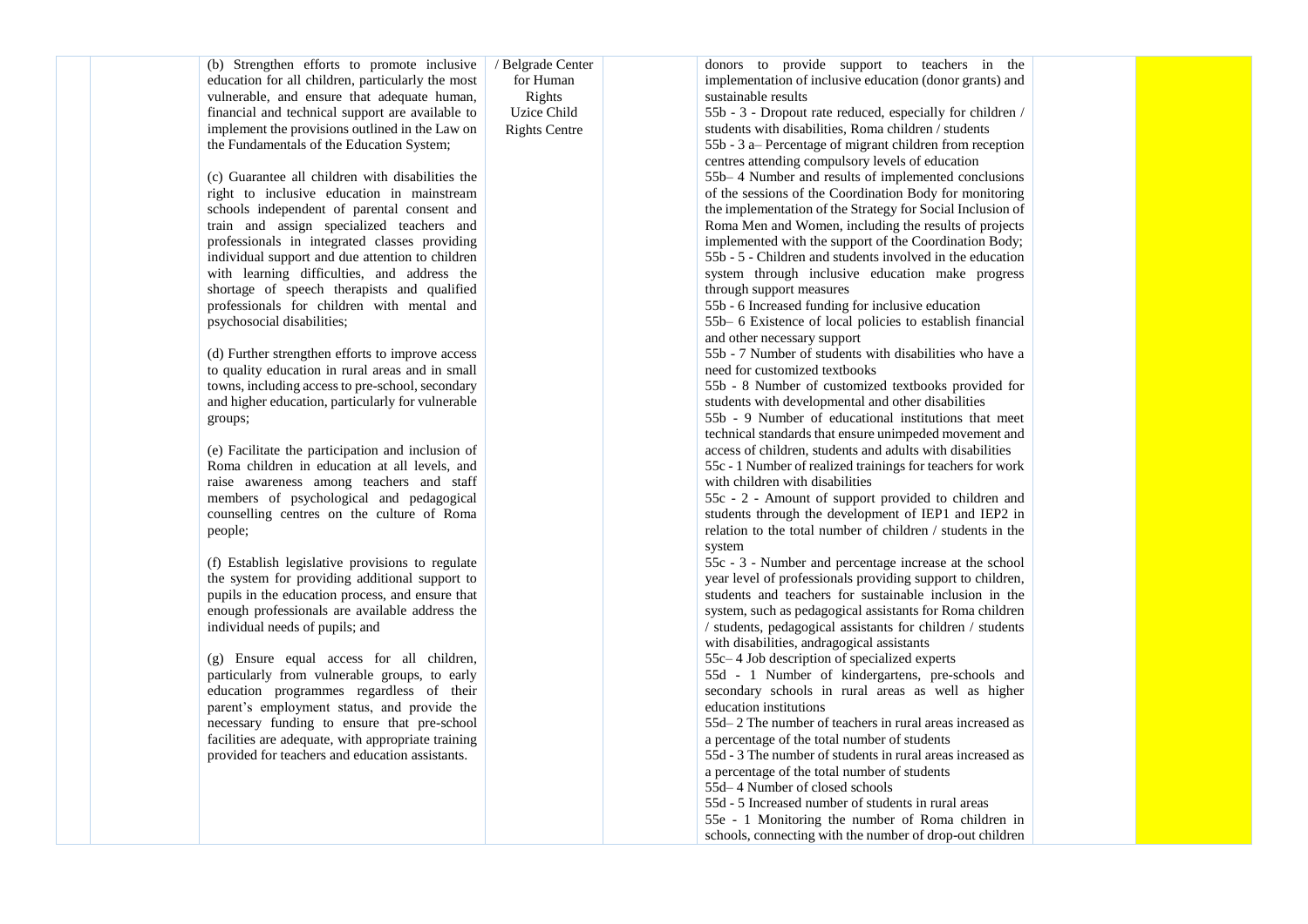| | | | | | | | |
|---|---|---|---|---|---|---|---|
| | | (b) Strengthen efforts to promote inclusive education for all children, particularly the most vulnerable, and ensure that adequate human, financial and technical support are available to implement the provisions outlined in the Law on the Fundamentals of the Education System;<br><br>(c) Guarantee all children with disabilities the right to inclusive education in mainstream schools independent of parental consent and train and assign specialized teachers and professionals in integrated classes providing individual support and due attention to children with learning difficulties, and address the shortage of speech therapists and qualified professionals for children with mental and psychosocial disabilities;<br><br>(d) Further strengthen efforts to improve access to quality education in rural areas and in small towns, including access to pre-school, secondary and higher education, particularly for vulnerable groups;<br><br>(e) Facilitate the participation and inclusion of Roma children in education at all levels, and raise awareness among teachers and staff members of psychological and pedagogical counselling centres on the culture of Roma people;<br><br>(f) Establish legislative provisions to regulate the system for providing additional support to pupils in the education process, and ensure that enough professionals are available address the individual needs of pupils; and<br><br>(g) Ensure equal access for all children, particularly from vulnerable groups, to early education programmes regardless of their parent's employment status, and provide the necessary funding to ensure that pre-school facilities are adequate, with appropriate training provided for teachers and education assistants. | / Belgrade Center for Human Rights<br>Uzice Child Rights Centre | | donors to provide support to teachers in the implementation of inclusive education (donor grants) and sustainable results<br>55b - 3 - Dropout rate reduced, especially for children / students with disabilities, Roma children / students<br>55b - 3 a– Percentage of migrant children from reception centres attending compulsory levels of education<br>55b– 4 Number and results of implemented conclusions of the sessions of the Coordination Body for monitoring the implementation of the Strategy for Social Inclusion of Roma Men and Women, including the results of projects implemented with the support of the Coordination Body;<br>55b - 5 - Children and students involved in the education system through inclusive education make progress through support measures<br>55b - 6 Increased funding for inclusive education<br>55b– 6 Existence of local policies to establish financial and other necessary support<br>55b - 7 Number of students with disabilities who have a need for customized textbooks<br>55b - 8 Number of customized textbooks provided for students with developmental and other disabilities<br>55b - 9 Number of educational institutions that meet technical standards that ensure unimpeded movement and access of children, students and adults with disabilities<br>55c - 1 Number of realized trainings for teachers for work with children with disabilities<br>55c - 2 - Amount of support provided to children and students through the development of IEP1 and IEP2 in relation to the total number of children / students in the system<br>55c - 3 - Number and percentage increase at the school year level of professionals providing support to children, students and teachers for sustainable inclusion in the system, such as pedagogical assistants for Roma children / students, pedagogical assistants for children / students with disabilities, andragogical assistants<br>55c– 4 Job description of specialized experts<br>55d - 1 Number of kindergartens, pre-schools and secondary schools in rural areas as well as higher education institutions<br>55d– 2 The number of teachers in rural areas increased as a percentage of the total number of students<br>55d - 3 The number of students in rural areas increased as a percentage of the total number of students<br>55d– 4 Number of closed schools<br>55d - 5 Increased number of students in rural areas<br>55e - 1 Monitoring the number of Roma children in schools, connecting with the number of drop-out children | | |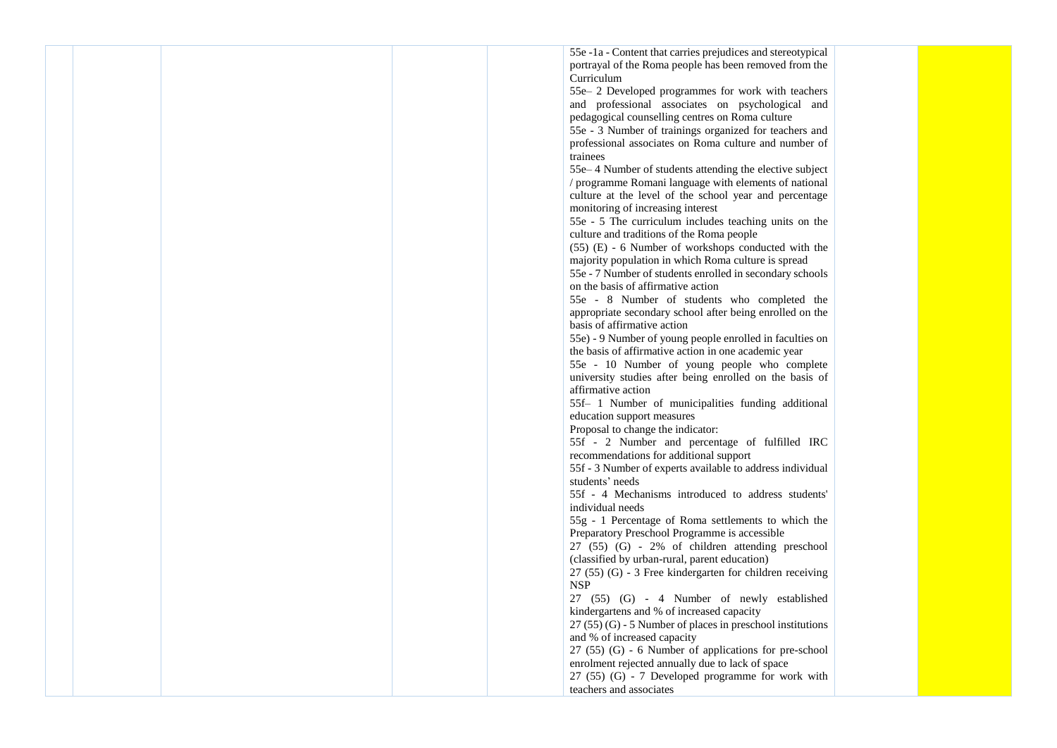| | | | | | 55e -1a - Content that carries prejudices and stereotypical portrayal of the Roma people has been removed from the Curriculum<br>55e– 2 Developed programmes for work with teachers and professional associates on psychological and pedagogical counselling centres on Roma culture<br>55e - 3 Number of trainings organized for teachers and professional associates on Roma culture and number of trainees<br>55e– 4 Number of students attending the elective subject / programme Romani language with elements of national culture at the level of the school year and percentage monitoring of increasing interest<br>55e - 5 The curriculum includes teaching units on the culture and traditions of the Roma people<br>(55) (E) - 6 Number of workshops conducted with the majority population in which Roma culture is spread<br>55e - 7 Number of students enrolled in secondary schools on the basis of affirmative action<br>55e - 8 Number of students who completed the appropriate secondary school after being enrolled on the basis of affirmative action<br>55e) - 9 Number of young people enrolled in faculties on the basis of affirmative action in one academic year<br>55e - 10 Number of young people who complete university studies after being enrolled on the basis of affirmative action<br>55f– 1 Number of municipalities funding additional education support measures<br>Proposal to change the indicator:<br>55f - 2 Number and percentage of fulfilled IRC recommendations for additional support<br>55f - 3 Number of experts available to address individual students' needs<br>55f - 4 Mechanisms introduced to address students' individual needs<br>55g - 1 Percentage of Roma settlements to which the Preparatory Preschool Programme is accessible<br>27 (55) (G) - 2% of children attending preschool (classified by urban-rural, parent education)<br>27 (55) (G) - 3 Free kindergarten for children receiving NSP<br>27 (55) (G) - 4 Number of newly established kindergartens and % of increased capacity<br>27 (55) (G) - 5 Number of places in preschool institutions and % of increased capacity<br>27 (55) (G) - 6 Number of applications for pre-school enrolment rejected annually due to lack of space<br>27 (55) (G) - 7 Developed programme for work with teachers and associates | | |
|---|---|---|---|---|---|---|---|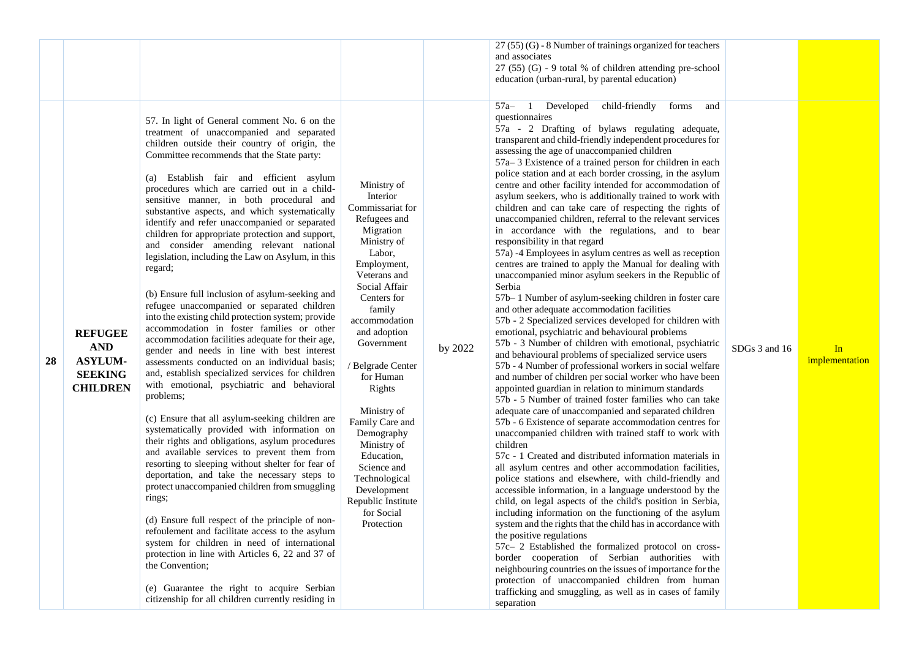| | | | | | | | |
|---|---|---|---|---|---|---|---|
| | | | | | 27 (55) (G) - 8 Number of trainings organized for teachers and associates<br>27 (55) (G) - 9 total % of children attending pre-school education (urban-rural, by parental education) | | |
| 28 | **REFUGEE AND ASYLUM-SEEKING CHILDREN** | 57. In light of General comment No. 6 on the treatment of unaccompanied and separated children outside their country of origin, the Committee recommends that the State party:<br><br>(a) Establish fair and efficient asylum procedures which are carried out in a child-sensitive manner, in both procedural and substantive aspects, and which systematically identify and refer unaccompanied or separated children for appropriate protection and support, and consider amending relevant national legislation, including the Law on Asylum, in this regard;<br><br>(b) Ensure full inclusion of asylum-seeking and refugee unaccompanied or separated children into the existing child protection system; provide accommodation in foster families or other accommodation facilities adequate for their age, gender and needs in line with best interest assessments conducted on an individual basis; and, establish specialized services for children with emotional, psychiatric and behavioral problems;<br><br>(c) Ensure that all asylum-seeking children are systematically provided with information on their rights and obligations, asylum procedures and available services to prevent them from resorting to sleeping without shelter for fear of deportation, and take the necessary steps to protect unaccompanied children from smuggling rings;<br><br>(d) Ensure full respect of the principle of non-refoulement and facilitate access to the asylum system for children in need of international protection in line with Articles 6, 22 and 37 of the Convention;<br><br>(e) Guarantee the right to acquire Serbian citizenship for all children currently residing in | Ministry of Interior<br>Commissariat for Refugees and Migration<br>Ministry of Labor, Employment, Veterans and Social Affair<br>Centers for family accommodation and adoption<br>Government<br><br>/ Belgrade Center for Human Rights<br><br>Ministry of Family Care and Demography<br>Ministry of Education, Science and Technological Development<br>Republic Institute for Social Protection | by 2022 | 57a– 1 Developed child-friendly forms and questionnaires<br>57a - 2 Drafting of bylaws regulating adequate, transparent and child-friendly independent procedures for assessing the age of unaccompanied children<br>57a– 3 Existence of a trained person for children in each police station and at each border crossing, in the asylum centre and other facility intended for accommodation of asylum seekers, who is additionally trained to work with children and can take care of respecting the rights of unaccompanied children, referral to the relevant services in accordance with the regulations, and to bear responsibility in that regard<br>57a) -4 Employees in asylum centres as well as reception centres are trained to apply the Manual for dealing with unaccompanied minor asylum seekers in the Republic of Serbia<br>57b– 1 Number of asylum-seeking children in foster care and other adequate accommodation facilities<br>57b - 2 Specialized services developed for children with emotional, psychiatric and behavioural problems<br>57b - 3 Number of children with emotional, psychiatric and behavioural problems of specialized service users<br>57b - 4 Number of professional workers in social welfare and number of children per social worker who have been appointed guardian in relation to minimum standards<br>57b - 5 Number of trained foster families who can take adequate care of unaccompanied and separated children<br>57b - 6 Existence of separate accommodation centres for unaccompanied children with trained staff to work with children<br>57c - 1 Created and distributed information materials in all asylum centres and other accommodation facilities, police stations and elsewhere, with child-friendly and accessible information, in a language understood by the child, on legal aspects of the child's position in Serbia, including information on the functioning of the asylum system and the rights that the child has in accordance with the positive regulations<br>57c– 2 Established the formalized protocol on cross-border cooperation of Serbian authorities with neighbouring countries on the issues of importance for the protection of unaccompanied children from human trafficking and smuggling, as well as in cases of family separation | SDGs 3 and 16 | In implementation |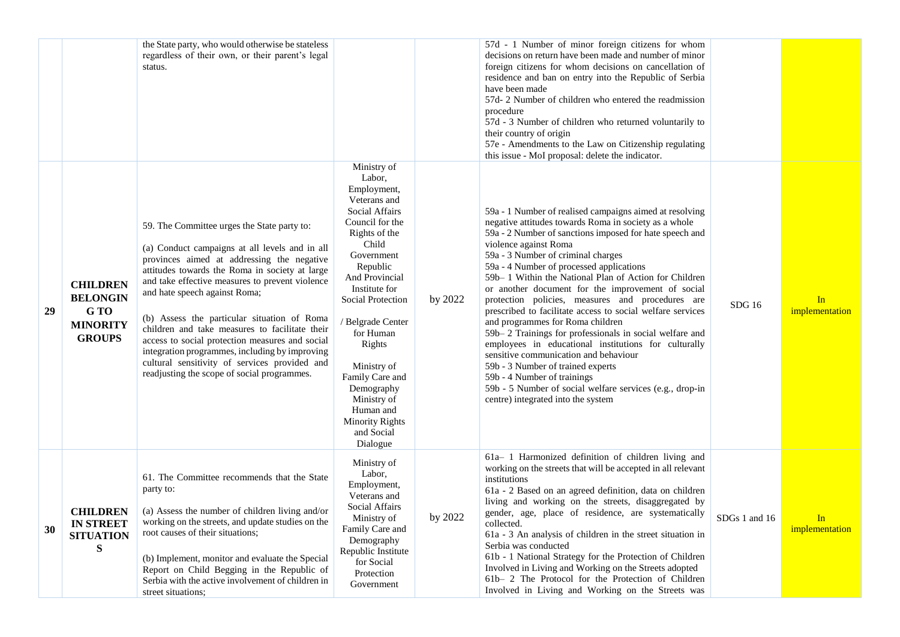| | | | | | | | |
|---|---|---|---|---|---|---|---|
| | | the State party, who would otherwise be stateless regardless of their own, or their parent's legal status. | | | 57d - 1 Number of minor foreign citizens for whom decisions on return have been made and number of minor foreign citizens for whom decisions on cancellation of residence and ban on entry into the Republic of Serbia have been made<br>57d- 2 Number of children who entered the readmission procedure<br>57d - 3 Number of children who returned voluntarily to their country of origin<br>57e - Amendments to the Law on Citizenship regulating this issue - MoI proposal: delete the indicator. | | |
| **29** | **CHILDREN BELONGING TO MINORITY GROUPS** | 59. The Committee urges the State party to:<br><br>(a) Conduct campaigns at all levels and in all provinces aimed at addressing the negative attitudes towards the Roma in society at large and take effective measures to prevent violence and hate speech against Roma;<br><br>(b) Assess the particular situation of Roma children and take measures to facilitate their access to social protection measures and social integration programmes, including by improving cultural sensitivity of services provided and readjusting the scope of social programmes. | Ministry of Labor, Employment, Veterans and Social Affairs Council for the Rights of the Child Government Republic And Provincial Institute for Social Protection<br><br>/ Belgrade Center for Human Rights<br><br>Ministry of Family Care and Demography Ministry of Human and Minority Rights and Social Dialogue | by 2022 | 59a - 1 Number of realised campaigns aimed at resolving negative attitudes towards Roma in society as a whole<br>59a - 2 Number of sanctions imposed for hate speech and violence against Roma<br>59a - 3 Number of criminal charges<br>59a - 4 Number of processed applications<br>59b– 1 Within the National Plan of Action for Children or another document for the improvement of social protection policies, measures and procedures are prescribed to facilitate access to social welfare services and programmes for Roma children<br>59b– 2 Trainings for professionals in social welfare and employees in educational institutions for culturally sensitive communication and behaviour<br>59b - 3 Number of trained experts<br>59b - 4 Number of trainings<br>59b - 5 Number of social welfare services (e.g., drop-in centre) integrated into the system | SDG 16 | In implementation |
| **30** | **CHILDREN IN STREET SITUATIONS** | 61. The Committee recommends that the State party to:<br><br>(a) Assess the number of children living and/or working on the streets, and update studies on the root causes of their situations;<br><br>(b) Implement, monitor and evaluate the Special Report on Child Begging in the Republic of Serbia with the active involvement of children in street situations; | Ministry of Labor, Employment, Veterans and Social Affairs Ministry of Family Care and Demography Republic Institute for Social Protection Government | by 2022 | 61a– 1 Harmonized definition of children living and working on the streets that will be accepted in all relevant institutions<br>61a - 2 Based on an agreed definition, data on children living and working on the streets, disaggregated by gender, age, place of residence, are systematically collected.<br>61a - 3 An analysis of children in the street situation in Serbia was conducted<br>61b - 1 National Strategy for the Protection of Children Involved in Living and Working on the Streets adopted<br>61b– 2 The Protocol for the Protection of Children Involved in Living and Working on the Streets was | SDGs 1 and 16 | In implementation |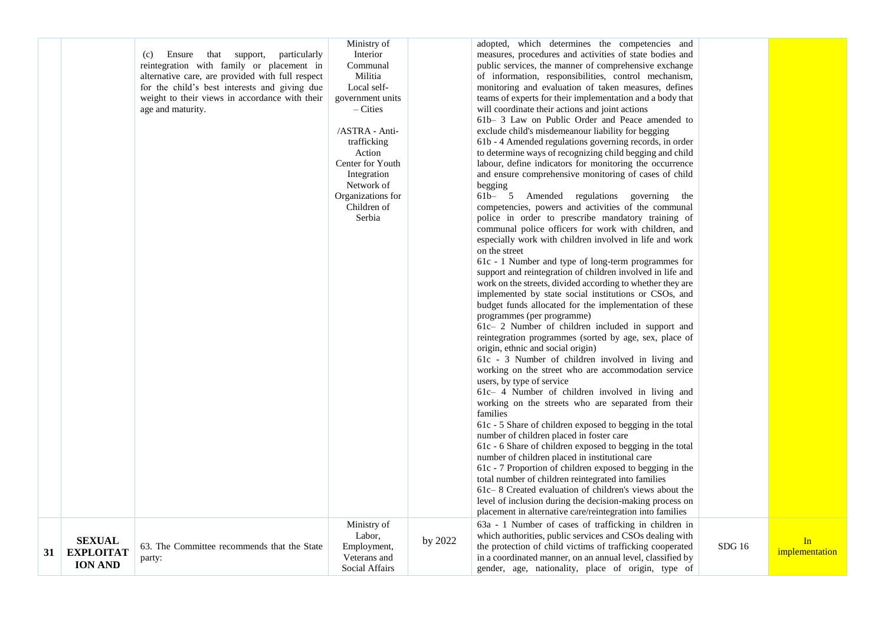| | | | | | | | |
|---|---|---|---|---|---|---|---|
| | | (c) Ensure that support, particularly reintegration with family or placement in alternative care, are provided with full respect for the child's best interests and giving due weight to their views in accordance with their age and maturity. | Ministry of Interior Communal Militia Local self-government units – Cities /ASTRA - Anti-trafficking Action Center for Youth Integration Network of Organizations for Children of Serbia | | adopted, which determines the competencies and measures, procedures and activities of state bodies and public services, the manner of comprehensive exchange of information, responsibilities, control mechanism, monitoring and evaluation of taken measures, defines teams of experts for their implementation and a body that will coordinate their actions and joint actions<br>61b– 3 Law on Public Order and Peace amended to exclude child's misdemeanour liability for begging<br>61b - 4 Amended regulations governing records, in order to determine ways of recognizing child begging and child labour, define indicators for monitoring the occurrence and ensure comprehensive monitoring of cases of child begging<br>61b– 5 Amended regulations governing the competencies, powers and activities of the communal police in order to prescribe mandatory training of communal police officers for work with children, and especially work with children involved in life and work on the street<br>61c - 1 Number and type of long-term programmes for support and reintegration of children involved in life and work on the streets, divided according to whether they are implemented by state social institutions or CSOs, and budget funds allocated for the implementation of these programmes (per programme)<br>61c– 2 Number of children included in support and reintegration programmes (sorted by age, sex, place of origin, ethnic and social origin)<br>61c - 3 Number of children involved in living and working on the street who are accommodation service users, by type of service<br>61c– 4 Number of children involved in living and working on the streets who are separated from their families<br>61c - 5 Share of children exposed to begging in the total number of children placed in foster care<br>61c - 6 Share of children exposed to begging in the total number of children placed in institutional care<br>61c - 7 Proportion of children exposed to begging in the total number of children reintegrated into families<br>61c– 8 Created evaluation of children's views about the level of inclusion during the decision-making process on placement in alternative care/reintegration into families | | |
| 31 | **SEXUAL EXPLOITATION AND** | 63. The Committee recommends that the State party: | Ministry of Labor, Employment, Veterans and Social Affairs | by 2022 | 63a - 1 Number of cases of trafficking in children in which authorities, public services and CSOs dealing with the protection of child victims of trafficking cooperated in a coordinated manner, on an annual level, classified by gender, age, nationality, place of origin, type of | SDG 16 | In implementation |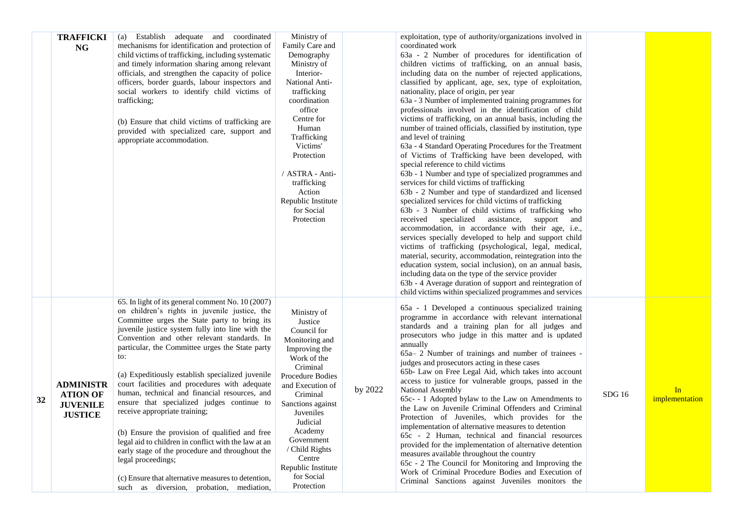|  |  |  |  |  |  |  |  |
|---|---|---|---|---|---|---|---|
|  | **TRAFFICKING** | (a) Establish adequate and coordinated mechanisms for identification and protection of child victims of trafficking, including systematic and timely information sharing among relevant officials, and strengthen the capacity of police officers, border guards, labour inspectors and social workers to identify child victims of trafficking;<br><br>(b) Ensure that child victims of trafficking are provided with specialized care, support and appropriate accommodation. | Ministry of Family Care and Demography<br>Ministry of Interior-National Anti-trafficking coordination office<br>Centre for Human Trafficking Victims' Protection<br><br>/ ASTRA - Anti-trafficking Action<br>Republic Institute for Social Protection |  | exploitation, type of authority/organizations involved in coordinated work<br>63a - 2 Number of procedures for identification of children victims of trafficking, on an annual basis, including data on the number of rejected applications, classified by applicant, age, sex, type of exploitation, nationality, place of origin, per year<br>63a - 3 Number of implemented training programmes for professionals involved in the identification of child victims of trafficking, on an annual basis, including the number of trained officials, classified by institution, type and level of training<br>63a - 4 Standard Operating Procedures for the Treatment of Victims of Trafficking have been developed, with special reference to child victims<br>63b - 1 Number and type of specialized programmes and services for child victims of trafficking<br>63b - 2 Number and type of standardized and licensed specialized services for child victims of trafficking<br>63b - 3 Number of child victims of trafficking who received specialized assistance, support and accommodation, in accordance with their age, i.e., services specially developed to help and support child victims of trafficking (psychological, legal, medical, material, security, accommodation, reintegration into the education system, social inclusion), on an annual basis, including data on the type of the service provider<br>63b - 4 Average duration of support and reintegration of child victims within specialized programmes and services |  |  |
| 32 | **ADMINISTRATION OF JUVENILE JUSTICE** | 65. In light of its general comment No. 10 (2007) on children's rights in juvenile justice, the Committee urges the State party to bring its juvenile justice system fully into line with the Convention and other relevant standards. In particular, the Committee urges the State party to:<br><br>(a) Expeditiously establish specialized juvenile court facilities and procedures with adequate human, technical and financial resources, and ensure that specialized judges continue to receive appropriate training;<br><br>(b) Ensure the provision of qualified and free legal aid to children in conflict with the law at an early stage of the procedure and throughout the legal proceedings;<br><br>(c) Ensure that alternative measures to detention, such as diversion, probation, mediation, | Ministry of Justice<br>Council for Monitoring and Improving the Work of the Criminal Procedure Bodies and Execution of Criminal Sanctions against Juveniles<br>Judicial Academy<br>Government / Child Rights Centre<br>Republic Institute for Social Protection | by 2022 | 65a - 1 Developed a continuous specialized training programme in accordance with relevant international standards and a training plan for all judges and prosecutors who judge in this matter and is updated annually<br>65a– 2 Number of trainings and number of trainees - judges and prosecutors acting in these cases<br>65b- Law on Free Legal Aid, which takes into account access to justice for vulnerable groups, passed in the National Assembly<br>65c- - 1 Adopted bylaw to the Law on Amendments to the Law on Juvenile Criminal Offenders and Criminal Protection of Juveniles, which provides for the implementation of alternative measures to detention<br>65c - 2 Human, technical and financial resources provided for the implementation of alternative detention measures available throughout the country<br>65c - 2 The Council for Monitoring and Improving the Work of Criminal Procedure Bodies and Execution of Criminal Sanctions against Juveniles monitors the | SDG 16 | In implementation |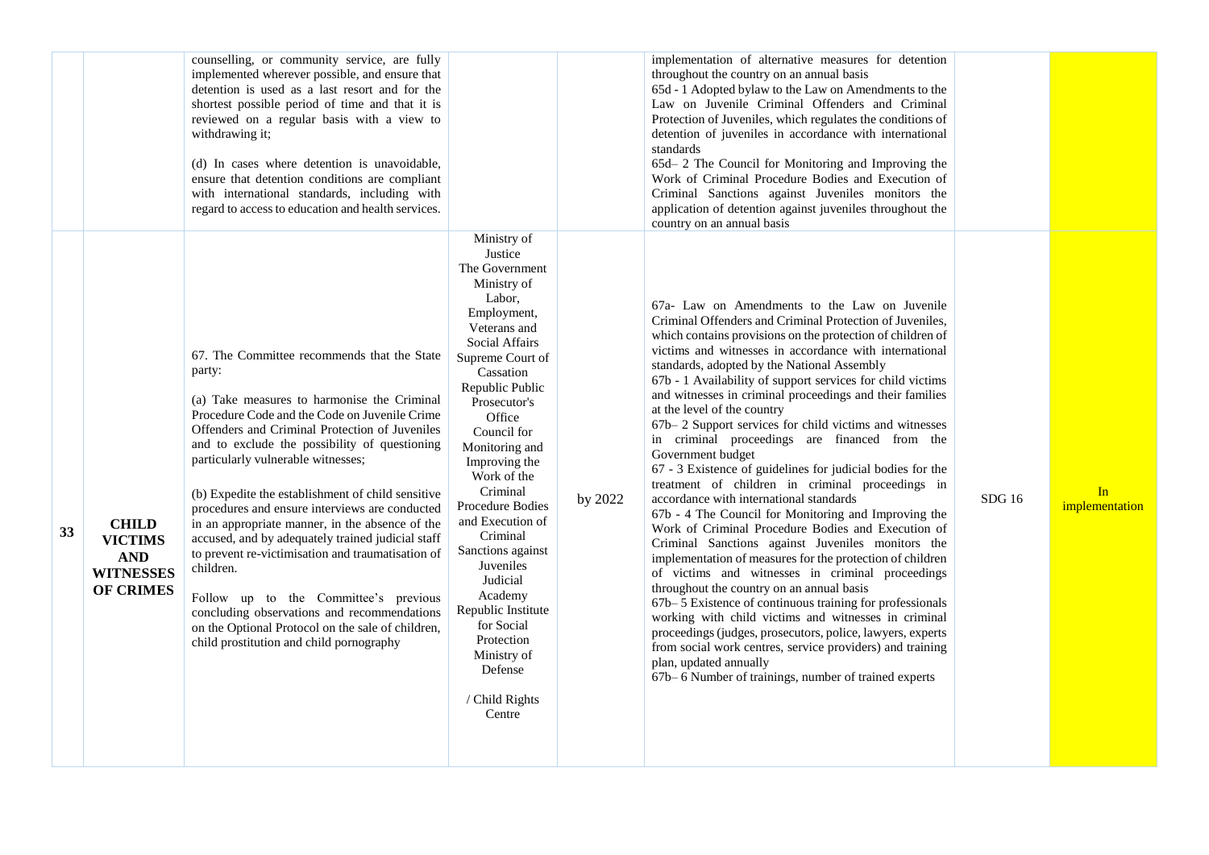| | | | | | | | |
|---|---|---|---|---|---|---|---|
| | | counselling, or community service, are fully implemented wherever possible, and ensure that detention is used as a last resort and for the shortest possible period of time and that it is reviewed on a regular basis with a view to withdrawing it;<br><br>(d) In cases where detention is unavoidable, ensure that detention conditions are compliant with international standards, including with regard to access to education and health services. | | | implementation of alternative measures for detention throughout the country on an annual basis<br>65d - 1 Adopted bylaw to the Law on Amendments to the Law on Juvenile Criminal Offenders and Criminal Protection of Juveniles, which regulates the conditions of detention of juveniles in accordance with international standards<br>65d– 2 The Council for Monitoring and Improving the Work of Criminal Procedure Bodies and Execution of Criminal Sanctions against Juveniles monitors the application of detention against juveniles throughout the country on an annual basis | | |
| 33 | **CHILD VICTIMS AND WITNESSES OF CRIMES** | 67. The Committee recommends that the State party:<br><br>(a) Take measures to harmonise the Criminal Procedure Code and the Code on Juvenile Crime Offenders and Criminal Protection of Juveniles and to exclude the possibility of questioning particularly vulnerable witnesses;<br><br>(b) Expedite the establishment of child sensitive procedures and ensure interviews are conducted in an appropriate manner, in the absence of the accused, and by adequately trained judicial staff to prevent re-victimisation and traumatisation of children.<br><br>Follow up to the Committee's previous concluding observations and recommendations on the Optional Protocol on the sale of children, child prostitution and child pornography | Ministry of Justice<br>The Government<br>Ministry of Labor, Employment, Veterans and Social Affairs<br>Supreme Court of Cassation<br>Republic Public Prosecutor's Office<br>Council for Monitoring and Improving the Work of the Criminal Procedure Bodies and Execution of Criminal Sanctions against Juveniles<br>Judicial Academy<br>Republic Institute for Social Protection<br>Ministry of Defense<br><br>/ Child Rights Centre | by 2022 | 67a- Law on Amendments to the Law on Juvenile Criminal Offenders and Criminal Protection of Juveniles, which contains provisions on the protection of children of victims and witnesses in accordance with international standards, adopted by the National Assembly<br>67b - 1 Availability of support services for child victims and witnesses in criminal proceedings and their families at the level of the country<br>67b– 2 Support services for child victims and witnesses in criminal proceedings are financed from the Government budget<br>67 - 3 Existence of guidelines for judicial bodies for the treatment of children in criminal proceedings in accordance with international standards<br>67b - 4 The Council for Monitoring and Improving the Work of Criminal Procedure Bodies and Execution of Criminal Sanctions against Juveniles monitors the implementation of measures for the protection of children of victims and witnesses in criminal proceedings throughout the country on an annual basis<br>67b– 5 Existence of continuous training for professionals working with child victims and witnesses in criminal proceedings (judges, prosecutors, police, lawyers, experts from social work centres, service providers) and training plan, updated annually<br>67b– 6 Number of trainings, number of trained experts | SDG 16 | In implementation |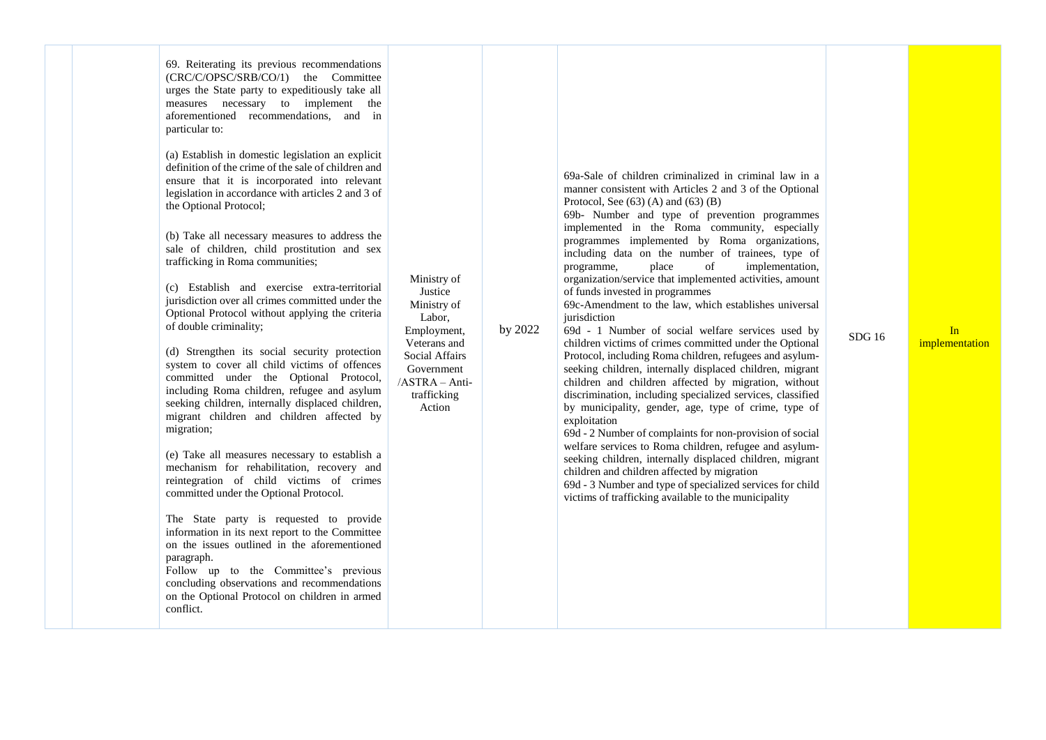|  |  |  |  |  |  |  |  |
|---|---|---|---|---|---|---|---|
|  |  | 69. Reiterating its previous recommendations (CRC/C/OPSC/SRB/CO/1) the Committee urges the State party to expeditiously take all measures necessary to implement the aforementioned recommendations, and in particular to:<br><br>(a) Establish in domestic legislation an explicit definition of the crime of the sale of children and ensure that it is incorporated into relevant legislation in accordance with articles 2 and 3 of the Optional Protocol;<br><br>(b) Take all necessary measures to address the sale of children, child prostitution and sex trafficking in Roma communities;<br><br>(c) Establish and exercise extra-territorial jurisdiction over all crimes committed under the Optional Protocol without applying the criteria of double criminality;<br><br>(d) Strengthen its social security protection system to cover all child victims of offences committed under the Optional Protocol, including Roma children, refugee and asylum seeking children, internally displaced children, migrant children and children affected by migration;<br><br>(e) Take all measures necessary to establish a mechanism for rehabilitation, recovery and reintegration of child victims of crimes committed under the Optional Protocol.<br><br>The State party is requested to provide information in its next report to the Committee on the issues outlined in the aforementioned paragraph.<br>Follow up to the Committee's previous concluding observations and recommendations on the Optional Protocol on children in armed conflict. | Ministry of Justice<br>Ministry of Labor, Employment, Veterans and Social Affairs<br>Government /ASTRA – Anti-trafficking Action | by 2022 | 69a-Sale of children criminalized in criminal law in a manner consistent with Articles 2 and 3 of the Optional Protocol, See (63) (A) and (63) (B)<br>69b- Number and type of prevention programmes implemented in the Roma community, especially programmes implemented by Roma organizations, including data on the number of trainees, type of programme, place of implementation, organization/service that implemented activities, amount of funds invested in programmes<br>69c-Amendment to the law, which establishes universal jurisdiction<br>69d - 1 Number of social welfare services used by children victims of crimes committed under the Optional Protocol, including Roma children, refugees and asylum-seeking children, internally displaced children, migrant children and children affected by migration, without discrimination, including specialized services, classified by municipality, gender, age, type of crime, type of exploitation<br>69d - 2 Number of complaints for non-provision of social welfare services to Roma children, refugee and asylum-seeking children, internally displaced children, migrant children and children affected by migration<br>69d - 3 Number and type of specialized services for child victims of trafficking available to the municipality | SDG 16 | In implementation |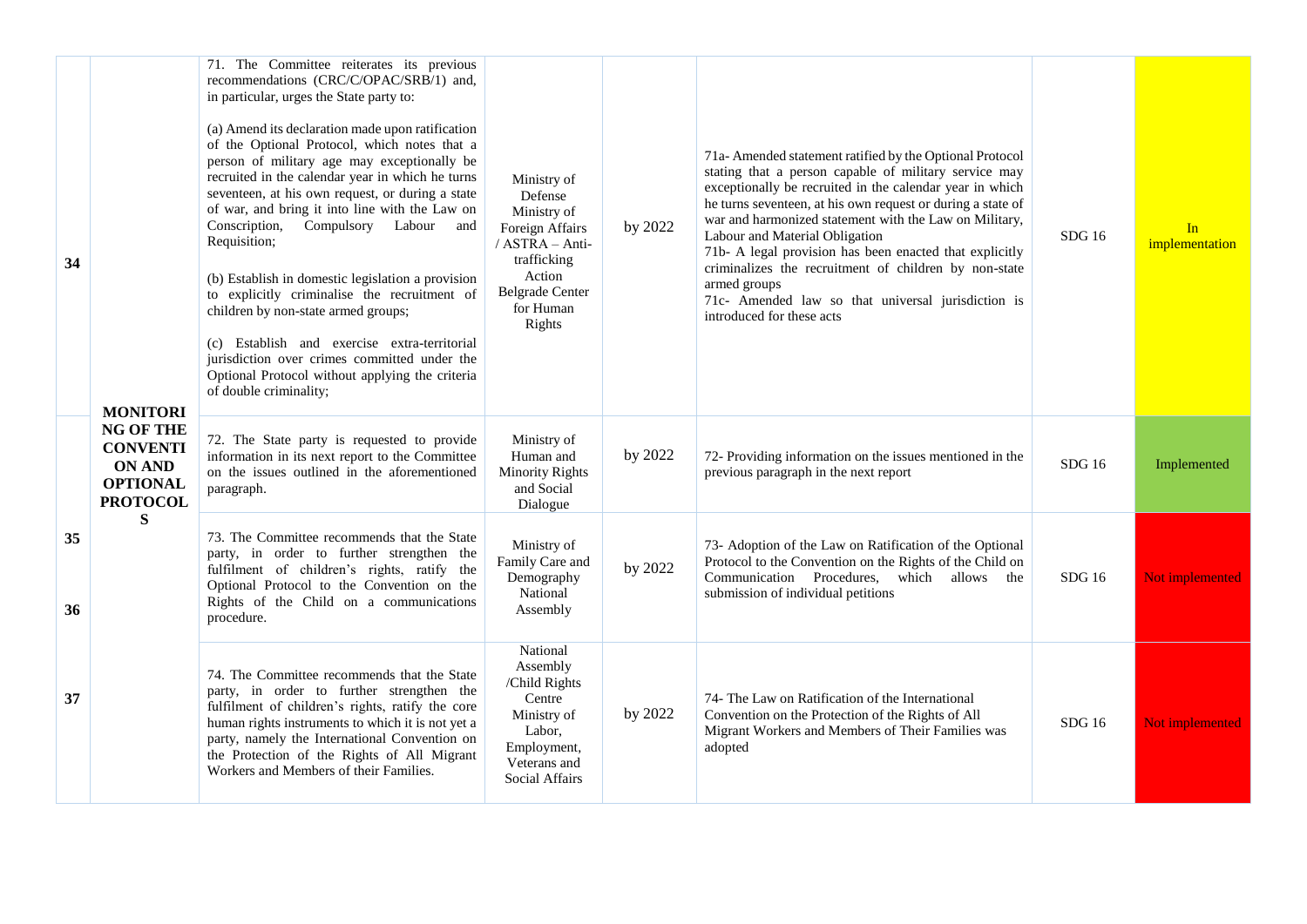| | | | | | | | |
|---|---|---|---|---|---|---|---|
| 34 | MONITORING OF THE CONVENTION AND OPTIONAL PROTOCOLS | 71. The Committee reiterates its previous recommendations (CRC/C/OPAC/SRB/1) and, in particular, urges the State party to:<br><br>(a) Amend its declaration made upon ratification of the Optional Protocol, which notes that a person of military age may exceptionally be recruited in the calendar year in which he turns seventeen, at his own request, or during a state of war, and bring it into line with the Law on Conscription, Compulsory Labour and Requisition;<br><br>(b) Establish in domestic legislation a provision to explicitly criminalise the recruitment of children by non-state armed groups;<br><br>(c) Establish and exercise extra-territorial jurisdiction over crimes committed under the Optional Protocol without applying the criteria of double criminality; | Ministry of Defense<br>Ministry of Foreign Affairs / ASTRA – Anti-trafficking Action<br>Belgrade Center for Human Rights | by 2022 | 71a- Amended statement ratified by the Optional Protocol stating that a person capable of military service may exceptionally be recruited in the calendar year in which he turns seventeen, at his own request or during a state of war and harmonized statement with the Law on Military, Labour and Material Obligation<br>71b- A legal provision has been enacted that explicitly criminalizes the recruitment of children by non-state armed groups<br>71c- Amended law so that universal jurisdiction is introduced for these acts | SDG 16 | In implementation |
| 35 | | 72. The State party is requested to provide information in its next report to the Committee on the issues outlined in the aforementioned paragraph. | Ministry of Human and Minority Rights and Social Dialogue | by 2022 | 72- Providing information on the issues mentioned in the previous paragraph in the next report | SDG 16 | Implemented |
| 36 | | 73. The Committee recommends that the State party, in order to further strengthen the fulfilment of children's rights, ratify the Optional Protocol to the Convention on the Rights of the Child on a communications procedure. | Ministry of Family Care and Demography<br>National Assembly | by 2022 | 73- Adoption of the Law on Ratification of the Optional Protocol to the Convention on the Rights of the Child on Communication Procedures, which allows the submission of individual petitions | SDG 16 | Not implemented |
| 37 | | 74. The Committee recommends that the State party, in order to further strengthen the fulfilment of children's rights, ratify the core human rights instruments to which it is not yet a party, namely the International Convention on the Protection of the Rights of All Migrant Workers and Members of their Families. | National Assembly /Child Rights Centre<br>Ministry of Labor, Employment, Veterans and Social Affairs | by 2022 | 74- The Law on Ratification of the International Convention on the Protection of the Rights of All Migrant Workers and Members of Their Families was adopted | SDG 16 | Not implemented |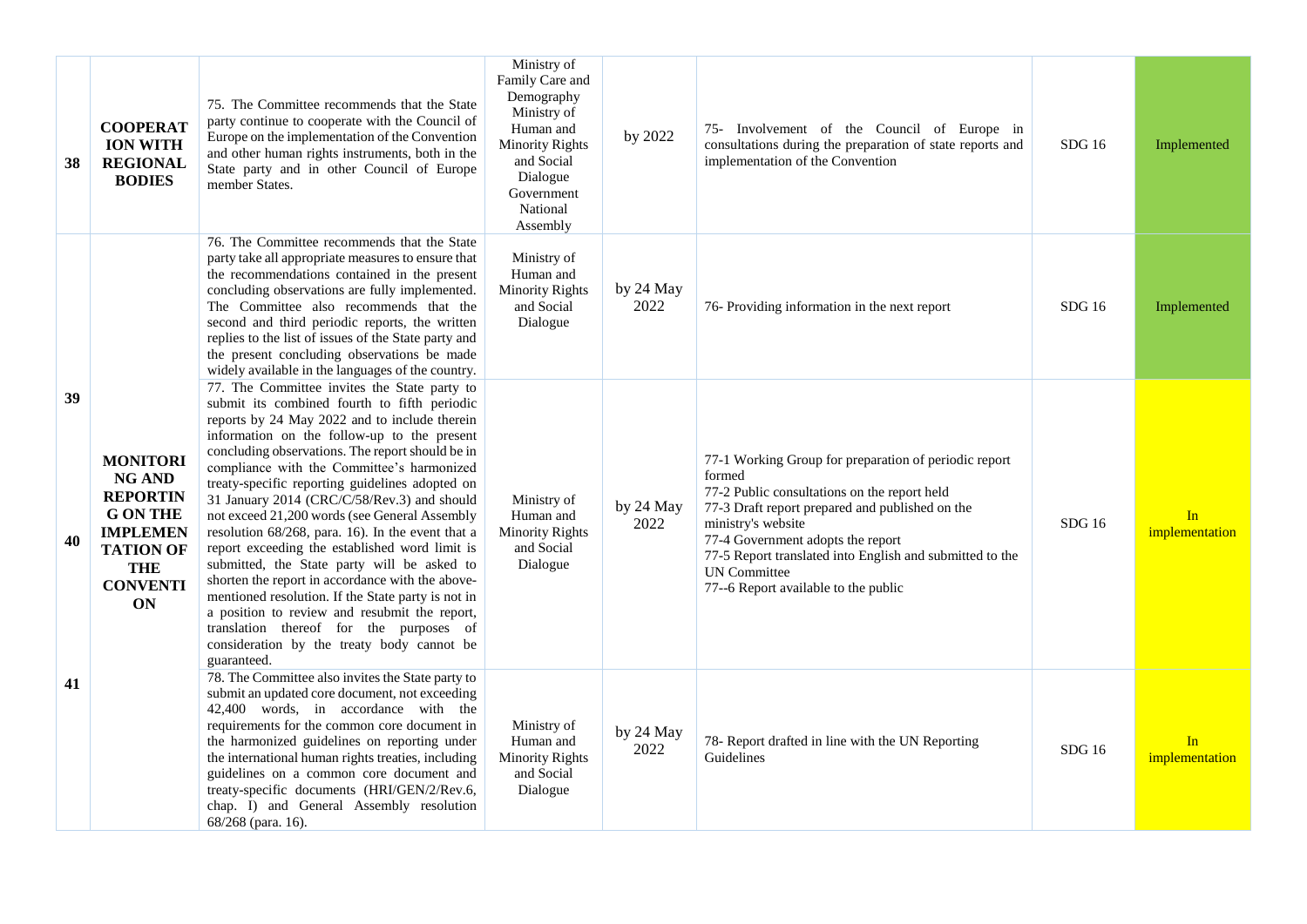| | | | | | | | |
|---|---|---|---|---|---|---|---|
| 38 | **COOPERATION WITH REGIONAL BODIES** | 75. The Committee recommends that the State party continue to cooperate with the Council of Europe on the implementation of the Convention and other human rights instruments, both in the State party and in other Council of Europe member States. | Ministry of Family Care and Demography Ministry of Human and Minority Rights and Social Dialogue Government National Assembly | by 2022 | 75- Involvement of the Council of Europe in consultations during the preparation of state reports and implementation of the Convention | SDG 16 | Implemented |
| 39 | **MONITORING AND REPORTING ON THE IMPLEMENTATION OF THE CONVENTION** | 76. The Committee recommends that the State party take all appropriate measures to ensure that the recommendations contained in the present concluding observations are fully implemented. The Committee also recommends that the second and third periodic reports, the written replies to the list of issues of the State party and the present concluding observations be made widely available in the languages of the country. | Ministry of Human and Minority Rights and Social Dialogue | by 24 May 2022 | 76- Providing information in the next report | SDG 16 | Implemented |
| 40 | | 77. The Committee invites the State party to submit its combined fourth to fifth periodic reports by 24 May 2022 and to include therein information on the follow-up to the present concluding observations. The report should be in compliance with the Committee's harmonized treaty-specific reporting guidelines adopted on 31 January 2014 (CRC/C/58/Rev.3) and should not exceed 21,200 words (see General Assembly resolution 68/268, para. 16). In the event that a report exceeding the established word limit is submitted, the State party will be asked to shorten the report in accordance with the above-mentioned resolution. If the State party is not in a position to review and resubmit the report, translation thereof for the purposes of consideration by the treaty body cannot be guaranteed. | Ministry of Human and Minority Rights and Social Dialogue | by 24 May 2022 | 77-1 Working Group for preparation of periodic report formed<br>77-2 Public consultations on the report held<br>77-3 Draft report prepared and published on the ministry's website<br>77-4 Government adopts the report<br>77-5 Report translated into English and submitted to the UN Committee<br>77--6 Report available to the public | SDG 16 | In implementation |
| 41 | | 78. The Committee also invites the State party to submit an updated core document, not exceeding 42,400 words, in accordance with the requirements for the common core document in the harmonized guidelines on reporting under the international human rights treaties, including guidelines on a common core document and treaty-specific documents (HRI/GEN/2/Rev.6, chap. I) and General Assembly resolution 68/268 (para. 16). | Ministry of Human and Minority Rights and Social Dialogue | by 24 May 2022 | 78- Report drafted in line with the UN Reporting Guidelines | SDG 16 | In implementation |